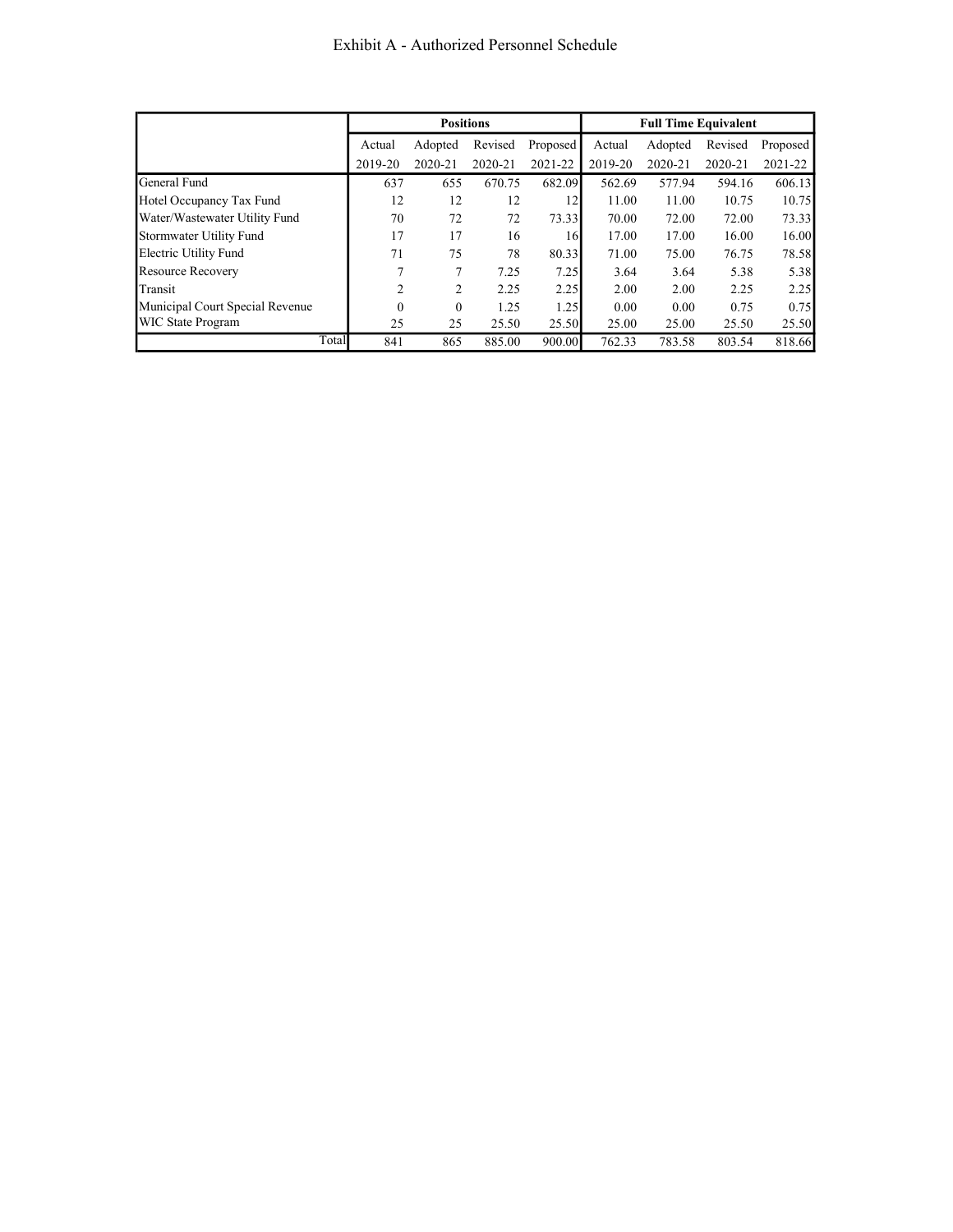# Exhibit A - Authorized Personnel Schedule

| | Positions | | | | Full Time Equivalent | | | |
|---|---|---|---|---|---|---|---|---|
| | Actual 2019-20 | Adopted 2020-21 | Revised 2020-21 | Proposed 2021-22 | Actual 2019-20 | Adopted 2020-21 | Revised 2020-21 | Proposed 2021-22 |
| General Fund | 637 | 655 | 670.75 | 682.09 | 562.69 | 577.94 | 594.16 | 606.13 |
| Hotel Occupancy Tax Fund | 12 | 12 | 12 | 12 | 11.00 | 11.00 | 10.75 | 10.75 |
| Water/Wastewater Utility Fund | 70 | 72 | 72 | 73.33 | 70.00 | 72.00 | 72.00 | 73.33 |
| Stormwater Utility Fund | 17 | 17 | 16 | 16 | 17.00 | 17.00 | 16.00 | 16.00 |
| Electric Utility Fund | 71 | 75 | 78 | 80.33 | 71.00 | 75.00 | 76.75 | 78.58 |
| Resource Recovery | 7 | 7 | 7.25 | 7.25 | 3.64 | 3.64 | 5.38 | 5.38 |
| Transit | 2 | 2 | 2.25 | 2.25 | 2.00 | 2.00 | 2.25 | 2.25 |
| Municipal Court Special Revenue | 0 | 0 | 1.25 | 1.25 | 0.00 | 0.00 | 0.75 | 0.75 |
| WIC State Program | 25 | 25 | 25.50 | 25.50 | 25.00 | 25.00 | 25.50 | 25.50 |
| Total | 841 | 865 | 885.00 | 900.00 | 762.33 | 783.58 | 803.54 | 818.66 |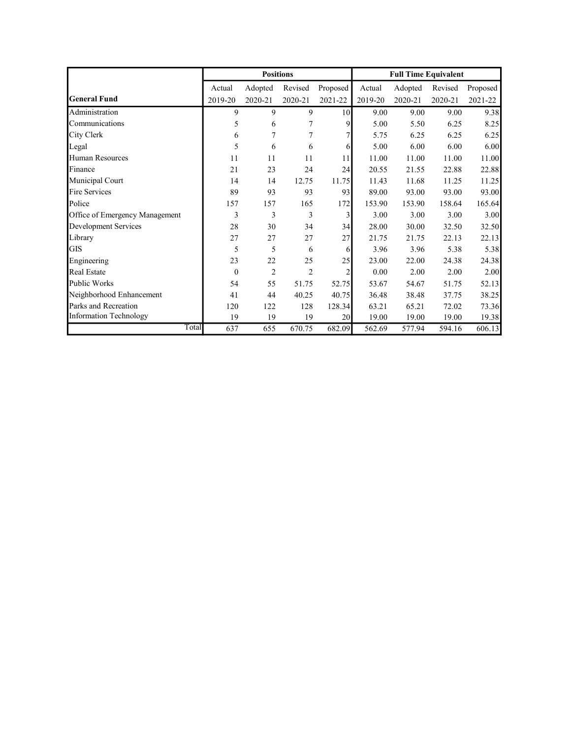| | Positions | | | | Full Time Equivalent | | | |
|---|---|---|---|---|---|---|---|---|
| | Actual | Adopted | Revised | Proposed | Actual | Adopted | Revised | Proposed |
| **General Fund** | 2019-20 | 2020-21 | 2020-21 | 2021-22 | 2019-20 | 2020-21 | 2020-21 | 2021-22 |
| Administration | 9 | 9 | 9 | 10 | 9.00 | 9.00 | 9.00 | 9.38 |
| Communications | 5 | 6 | 7 | 9 | 5.00 | 5.50 | 6.25 | 8.25 |
| City Clerk | 6 | 7 | 7 | 7 | 5.75 | 6.25 | 6.25 | 6.25 |
| Legal | 5 | 6 | 6 | 6 | 5.00 | 6.00 | 6.00 | 6.00 |
| Human Resources | 11 | 11 | 11 | 11 | 11.00 | 11.00 | 11.00 | 11.00 |
| Finance | 21 | 23 | 24 | 24 | 20.55 | 21.55 | 22.88 | 22.88 |
| Municipal Court | 14 | 14 | 12.75 | 11.75 | 11.43 | 11.68 | 11.25 | 11.25 |
| Fire Services | 89 | 93 | 93 | 93 | 89.00 | 93.00 | 93.00 | 93.00 |
| Police | 157 | 157 | 165 | 172 | 153.90 | 153.90 | 158.64 | 165.64 |
| Office of Emergency Management | 3 | 3 | 3 | 3 | 3.00 | 3.00 | 3.00 | 3.00 |
| Development Services | 28 | 30 | 34 | 34 | 28.00 | 30.00 | 32.50 | 32.50 |
| Library | 27 | 27 | 27 | 27 | 21.75 | 21.75 | 22.13 | 22.13 |
| GIS | 5 | 5 | 6 | 6 | 3.96 | 3.96 | 5.38 | 5.38 |
| Engineering | 23 | 22 | 25 | 25 | 23.00 | 22.00 | 24.38 | 24.38 |
| Real Estate | 0 | 2 | 2 | 2 | 0.00 | 2.00 | 2.00 | 2.00 |
| Public Works | 54 | 55 | 51.75 | 52.75 | 53.67 | 54.67 | 51.75 | 52.13 |
| Neighborhood Enhancement | 41 | 44 | 40.25 | 40.75 | 36.48 | 38.48 | 37.75 | 38.25 |
| Parks and Recreation | 120 | 122 | 128 | 128.34 | 63.21 | 65.21 | 72.02 | 73.36 |
| Information Technology | 19 | 19 | 19 | 20 | 19.00 | 19.00 | 19.00 | 19.38 |
| Total | 637 | 655 | 670.75 | 682.09 | 562.69 | 577.94 | 594.16 | 606.13 |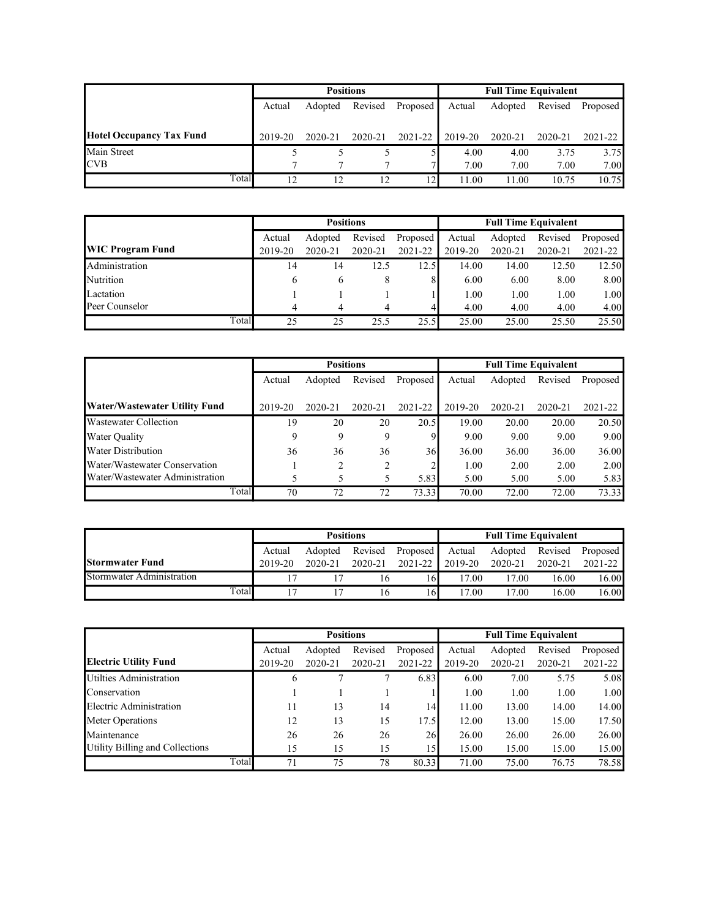| Hotel Occupancy Tax Fund | Positions | | | | Full Time Equivalent | | | |
|---|---|---|---|---|---|---|---|---|
| | Actual 2019-20 | Adopted 2020-21 | Revised 2020-21 | Proposed 2021-22 | Actual 2019-20 | Adopted 2020-21 | Revised 2020-21 | Proposed 2021-22 |
| Main Street | 5 | 5 | 5 | 5 | 4.00 | 4.00 | 3.75 | 3.75 |
| CVB | 7 | 7 | 7 | 7 | 7.00 | 7.00 | 7.00 | 7.00 |
| Total | 12 | 12 | 12 | 12 | 11.00 | 11.00 | 10.75 | 10.75 |

| WIC Program Fund | Positions | | | | Full Time Equivalent | | | |
|---|---|---|---|---|---|---|---|---|
| | Actual 2019-20 | Adopted 2020-21 | Revised 2020-21 | Proposed 2021-22 | Actual 2019-20 | Adopted 2020-21 | Revised 2020-21 | Proposed 2021-22 |
| Administration | 14 | 14 | 12.5 | 12.5 | 14.00 | 14.00 | 12.50 | 12.50 |
| Nutrition | 6 | 6 | 8 | 8 | 6.00 | 6.00 | 8.00 | 8.00 |
| Lactation | 1 | 1 | 1 | 1 | 1.00 | 1.00 | 1.00 | 1.00 |
| Peer Counselor | 4 | 4 | 4 | 4 | 4.00 | 4.00 | 4.00 | 4.00 |
| Total | 25 | 25 | 25.5 | 25.5 | 25.00 | 25.00 | 25.50 | 25.50 |

| Water/Wastewater Utility Fund | Positions | | | | Full Time Equivalent | | | |
|---|---|---|---|---|---|---|---|---|
| | Actual 2019-20 | Adopted 2020-21 | Revised 2020-21 | Proposed 2021-22 | Actual 2019-20 | Adopted 2020-21 | Revised 2020-21 | Proposed 2021-22 |
| Wastewater Collection | 19 | 20 | 20 | 20.5 | 19.00 | 20.00 | 20.00 | 20.50 |
| Water Quality | 9 | 9 | 9 | 9 | 9.00 | 9.00 | 9.00 | 9.00 |
| Water Distribution | 36 | 36 | 36 | 36 | 36.00 | 36.00 | 36.00 | 36.00 |
| Water/Wastewater Conservation | 1 | 2 | 2 | 2 | 1.00 | 2.00 | 2.00 | 2.00 |
| Water/Wastewater Administration | 5 | 5 | 5 | 5.83 | 5.00 | 5.00 | 5.00 | 5.83 |
| Total | 70 | 72 | 72 | 73.33 | 70.00 | 72.00 | 72.00 | 73.33 |

| Stormwater Fund | Positions | | | | Full Time Equivalent | | | |
|---|---|---|---|---|---|---|---|---|
| | Actual 2019-20 | Adopted 2020-21 | Revised 2020-21 | Proposed 2021-22 | Actual 2019-20 | Adopted 2020-21 | Revised 2020-21 | Proposed 2021-22 |
| Stormwater Administration | 17 | 17 | 16 | 16 | 17.00 | 17.00 | 16.00 | 16.00 |
| Total | 17 | 17 | 16 | 16 | 17.00 | 17.00 | 16.00 | 16.00 |

| Electric Utility Fund | Positions | | | | Full Time Equivalent | | | |
|---|---|---|---|---|---|---|---|---|
| | Actual 2019-20 | Adopted 2020-21 | Revised 2020-21 | Proposed 2021-22 | Actual 2019-20 | Adopted 2020-21 | Revised 2020-21 | Proposed 2021-22 |
| Utilties Administration | 6 | 7 | 7 | 6.83 | 6.00 | 7.00 | 5.75 | 5.08 |
| Conservation | 1 | 1 | 1 | 1 | 1.00 | 1.00 | 1.00 | 1.00 |
| Electric Administration | 11 | 13 | 14 | 14 | 11.00 | 13.00 | 14.00 | 14.00 |
| Meter Operations | 12 | 13 | 15 | 17.5 | 12.00 | 13.00 | 15.00 | 17.50 |
| Maintenance | 26 | 26 | 26 | 26 | 26.00 | 26.00 | 26.00 | 26.00 |
| Utility Billing and Collections | 15 | 15 | 15 | 15 | 15.00 | 15.00 | 15.00 | 15.00 |
| Total | 71 | 75 | 78 | 80.33 | 71.00 | 75.00 | 76.75 | 78.58 |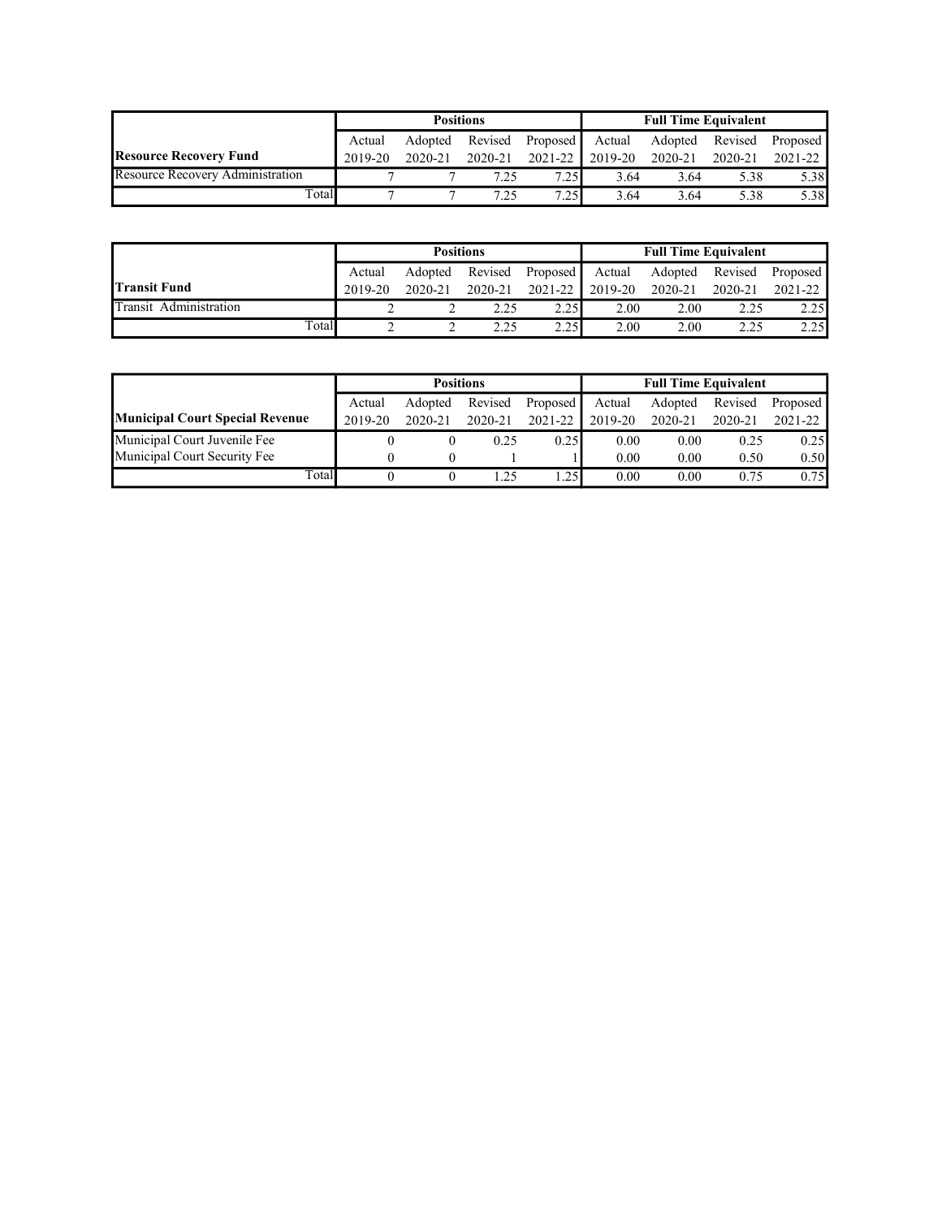| | Positions | | | | Full Time Equivalent | | | |
|---|---|---|---|---|---|---|---|---|
| **Resource Recovery Fund** | Actual 2019-20 | Adopted 2020-21 | Revised 2020-21 | Proposed 2021-22 | Actual 2019-20 | Adopted 2020-21 | Revised 2020-21 | Proposed 2021-22 |
| Resource Recovery Administration | 7 | 7 | 7.25 | 7.25 | 3.64 | 3.64 | 5.38 | 5.38 |
| Total | 7 | 7 | 7.25 | 7.25 | 3.64 | 3.64 | 5.38 | 5.38 |

| | Positions | | | | Full Time Equivalent | | | |
|---|---|---|---|---|---|---|---|---|
| **Transit Fund** | Actual 2019-20 | Adopted 2020-21 | Revised 2020-21 | Proposed 2021-22 | Actual 2019-20 | Adopted 2020-21 | Revised 2020-21 | Proposed 2021-22 |
| Transit Administration | 2 | 2 | 2.25 | 2.25 | 2.00 | 2.00 | 2.25 | 2.25 |
| Total | 2 | 2 | 2.25 | 2.25 | 2.00 | 2.00 | 2.25 | 2.25 |

| | Positions | | | | Full Time Equivalent | | | |
|---|---|---|---|---|---|---|---|---|
| **Municipal Court Special Revenue** | Actual 2019-20 | Adopted 2020-21 | Revised 2020-21 | Proposed 2021-22 | Actual 2019-20 | Adopted 2020-21 | Revised 2020-21 | Proposed 2021-22 |
| Municipal Court Juvenile Fee | 0 | 0 | 0.25 | 0.25 | 0.00 | 0.00 | 0.25 | 0.25 |
| Municipal Court Security Fee | 0 | 0 | 1 | 1 | 0.00 | 0.00 | 0.50 | 0.50 |
| Total | 0 | 0 | 1.25 | 1.25 | 0.00 | 0.00 | 0.75 | 0.75 |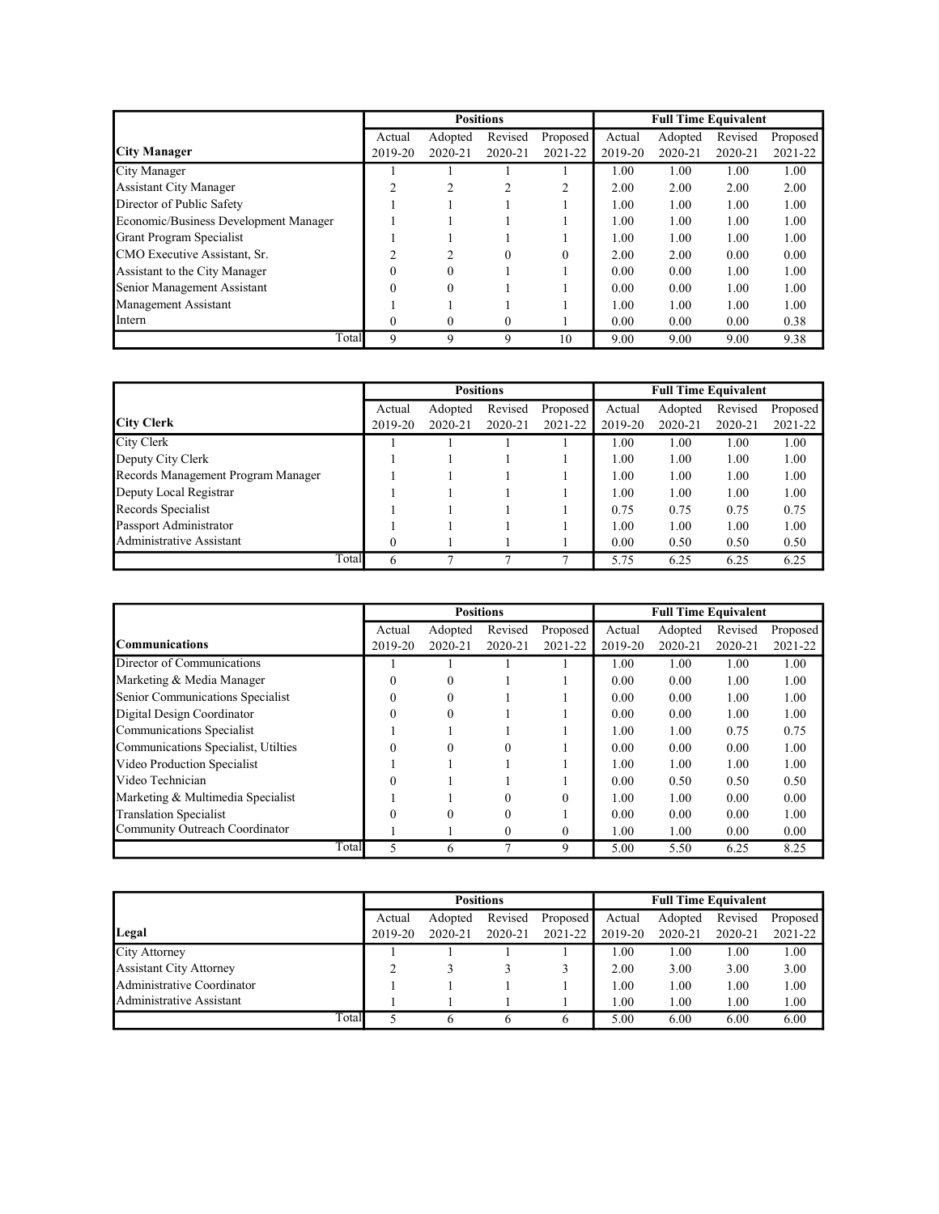| | Positions | | | | Full Time Equivalent | | | |
|---|---|---|---|---|---|---|---|---|
| **City Manager** | Actual 2019-20 | Adopted 2020-21 | Revised 2020-21 | Proposed 2021-22 | Actual 2019-20 | Adopted 2020-21 | Revised 2020-21 | Proposed 2021-22 |
| City Manager | 1 | 1 | 1 | 1 | 1.00 | 1.00 | 1.00 | 1.00 |
| Assistant City Manager | 2 | 2 | 2 | 2 | 2.00 | 2.00 | 2.00 | 2.00 |
| Director of Public Safety | 1 | 1 | 1 | 1 | 1.00 | 1.00 | 1.00 | 1.00 |
| Economic/Business Development Manager | 1 | 1 | 1 | 1 | 1.00 | 1.00 | 1.00 | 1.00 |
| Grant Program Specialist | 1 | 1 | 1 | 1 | 1.00 | 1.00 | 1.00 | 1.00 |
| CMO Executive Assistant, Sr. | 2 | 2 | 0 | 0 | 2.00 | 2.00 | 0.00 | 0.00 |
| Assistant to the City Manager | 0 | 0 | 1 | 1 | 0.00 | 0.00 | 1.00 | 1.00 |
| Senior Management Assistant | 0 | 0 | 1 | 1 | 0.00 | 0.00 | 1.00 | 1.00 |
| Management Assistant | 1 | 1 | 1 | 1 | 1.00 | 1.00 | 1.00 | 1.00 |
| Intern | 0 | 0 | 0 | 1 | 0.00 | 0.00 | 0.00 | 0.38 |
| Total | 9 | 9 | 9 | 10 | 9.00 | 9.00 | 9.00 | 9.38 |

| | Positions | | | | Full Time Equivalent | | | |
|---|---|---|---|---|---|---|---|---|
| **City Clerk** | Actual 2019-20 | Adopted 2020-21 | Revised 2020-21 | Proposed 2021-22 | Actual 2019-20 | Adopted 2020-21 | Revised 2020-21 | Proposed 2021-22 |
| City Clerk | 1 | 1 | 1 | 1 | 1.00 | 1.00 | 1.00 | 1.00 |
| Deputy City Clerk | 1 | 1 | 1 | 1 | 1.00 | 1.00 | 1.00 | 1.00 |
| Records Management Program Manager | 1 | 1 | 1 | 1 | 1.00 | 1.00 | 1.00 | 1.00 |
| Deputy Local Registrar | 1 | 1 | 1 | 1 | 1.00 | 1.00 | 1.00 | 1.00 |
| Records Specialist | 1 | 1 | 1 | 1 | 0.75 | 0.75 | 0.75 | 0.75 |
| Passport Administrator | 1 | 1 | 1 | 1 | 1.00 | 1.00 | 1.00 | 1.00 |
| Administrative Assistant | 0 | 1 | 1 | 1 | 0.00 | 0.50 | 0.50 | 0.50 |
| Total | 6 | 7 | 7 | 7 | 5.75 | 6.25 | 6.25 | 6.25 |

| | Positions | | | | Full Time Equivalent | | | |
|---|---|---|---|---|---|---|---|---|
| **Communications** | Actual 2019-20 | Adopted 2020-21 | Revised 2020-21 | Proposed 2021-22 | Actual 2019-20 | Adopted 2020-21 | Revised 2020-21 | Proposed 2021-22 |
| Director of Communications | 1 | 1 | 1 | 1 | 1.00 | 1.00 | 1.00 | 1.00 |
| Marketing & Media Manager | 0 | 0 | 1 | 1 | 0.00 | 0.00 | 1.00 | 1.00 |
| Senior Communications Specialist | 0 | 0 | 1 | 1 | 0.00 | 0.00 | 1.00 | 1.00 |
| Digital Design Coordinator | 0 | 0 | 1 | 1 | 0.00 | 0.00 | 1.00 | 1.00 |
| Communications Specialist | 1 | 1 | 1 | 1 | 1.00 | 1.00 | 0.75 | 0.75 |
| Communications Specialist, Utilties | 0 | 0 | 0 | 1 | 0.00 | 0.00 | 0.00 | 1.00 |
| Video Production Specialist | 1 | 1 | 1 | 1 | 1.00 | 1.00 | 1.00 | 1.00 |
| Video Technician | 0 | 1 | 1 | 1 | 0.00 | 0.50 | 0.50 | 0.50 |
| Marketing & Multimedia Specialist | 1 | 1 | 0 | 0 | 1.00 | 1.00 | 0.00 | 0.00 |
| Translation Specialist | 0 | 0 | 0 | 1 | 0.00 | 0.00 | 0.00 | 1.00 |
| Community Outreach Coordinator | 1 | 1 | 0 | 0 | 1.00 | 1.00 | 0.00 | 0.00 |
| Total | 5 | 6 | 7 | 9 | 5.00 | 5.50 | 6.25 | 8.25 |

| | Positions | | | | Full Time Equivalent | | | |
|---|---|---|---|---|---|---|---|---|
| **Legal** | Actual 2019-20 | Adopted 2020-21 | Revised 2020-21 | Proposed 2021-22 | Actual 2019-20 | Adopted 2020-21 | Revised 2020-21 | Proposed 2021-22 |
| City Attorney | 1 | 1 | 1 | 1 | 1.00 | 1.00 | 1.00 | 1.00 |
| Assistant City Attorney | 2 | 3 | 3 | 3 | 2.00 | 3.00 | 3.00 | 3.00 |
| Administrative Coordinator | 1 | 1 | 1 | 1 | 1.00 | 1.00 | 1.00 | 1.00 |
| Administrative Assistant | 1 | 1 | 1 | 1 | 1.00 | 1.00 | 1.00 | 1.00 |
| Total | 5 | 6 | 6 | 6 | 5.00 | 6.00 | 6.00 | 6.00 |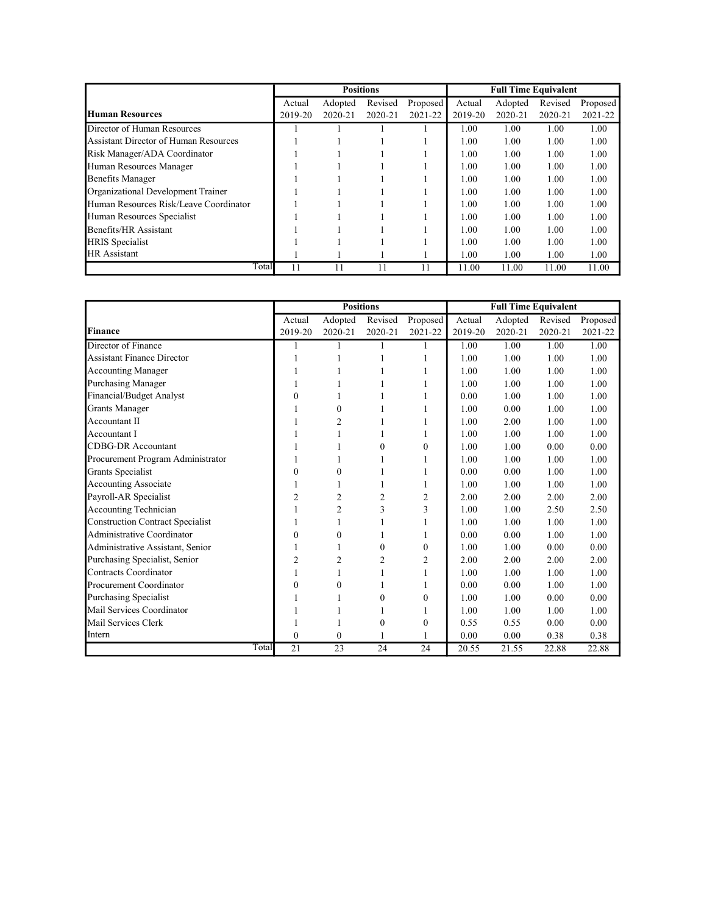| Human Resources | Positions | | | | Full Time Equivalent | | | |
|---|---|---|---|---|---|---|---|---|
| | Actual 2019-20 | Adopted 2020-21 | Revised 2020-21 | Proposed 2021-22 | Actual 2019-20 | Adopted 2020-21 | Revised 2020-21 | Proposed 2021-22 |
| Director of Human Resources | 1 | 1 | 1 | 1 | 1.00 | 1.00 | 1.00 | 1.00 |
| Assistant Director of Human Resources | 1 | 1 | 1 | 1 | 1.00 | 1.00 | 1.00 | 1.00 |
| Risk Manager/ADA Coordinator | 1 | 1 | 1 | 1 | 1.00 | 1.00 | 1.00 | 1.00 |
| Human Resources Manager | 1 | 1 | 1 | 1 | 1.00 | 1.00 | 1.00 | 1.00 |
| Benefits Manager | 1 | 1 | 1 | 1 | 1.00 | 1.00 | 1.00 | 1.00 |
| Organizational Development Trainer | 1 | 1 | 1 | 1 | 1.00 | 1.00 | 1.00 | 1.00 |
| Human Resources Risk/Leave Coordinator | 1 | 1 | 1 | 1 | 1.00 | 1.00 | 1.00 | 1.00 |
| Human Resources Specialist | 1 | 1 | 1 | 1 | 1.00 | 1.00 | 1.00 | 1.00 |
| Benefits/HR Assistant | 1 | 1 | 1 | 1 | 1.00 | 1.00 | 1.00 | 1.00 |
| HRIS Specialist | 1 | 1 | 1 | 1 | 1.00 | 1.00 | 1.00 | 1.00 |
| HR Assistant | 1 | 1 | 1 | 1 | 1.00 | 1.00 | 1.00 | 1.00 |
| Total | 11 | 11 | 11 | 11 | 11.00 | 11.00 | 11.00 | 11.00 |

| Finance | Positions | | | | Full Time Equivalent | | | |
|---|---|---|---|---|---|---|---|---|
| | Actual 2019-20 | Adopted 2020-21 | Revised 2020-21 | Proposed 2021-22 | Actual 2019-20 | Adopted 2020-21 | Revised 2020-21 | Proposed 2021-22 |
| Director of Finance | 1 | 1 | 1 | 1 | 1.00 | 1.00 | 1.00 | 1.00 |
| Assistant Finance Director | 1 | 1 | 1 | 1 | 1.00 | 1.00 | 1.00 | 1.00 |
| Accounting Manager | 1 | 1 | 1 | 1 | 1.00 | 1.00 | 1.00 | 1.00 |
| Purchasing Manager | 1 | 1 | 1 | 1 | 1.00 | 1.00 | 1.00 | 1.00 |
| Financial/Budget Analyst | 0 | 1 | 1 | 1 | 0.00 | 1.00 | 1.00 | 1.00 |
| Grants Manager | 1 | 0 | 1 | 1 | 1.00 | 0.00 | 1.00 | 1.00 |
| Accountant II | 1 | 2 | 1 | 1 | 1.00 | 2.00 | 1.00 | 1.00 |
| Accountant I | 1 | 1 | 1 | 1 | 1.00 | 1.00 | 1.00 | 1.00 |
| CDBG-DR Accountant | 1 | 1 | 0 | 0 | 1.00 | 1.00 | 0.00 | 0.00 |
| Procurement Program Administrator | 1 | 1 | 1 | 1 | 1.00 | 1.00 | 1.00 | 1.00 |
| Grants Specialist | 0 | 0 | 1 | 1 | 0.00 | 0.00 | 1.00 | 1.00 |
| Accounting Associate | 1 | 1 | 1 | 1 | 1.00 | 1.00 | 1.00 | 1.00 |
| Payroll-AR Specialist | 2 | 2 | 2 | 2 | 2.00 | 2.00 | 2.00 | 2.00 |
| Accounting Technician | 1 | 2 | 3 | 3 | 1.00 | 1.00 | 2.50 | 2.50 |
| Construction Contract Specialist | 1 | 1 | 1 | 1 | 1.00 | 1.00 | 1.00 | 1.00 |
| Administrative Coordinator | 0 | 0 | 1 | 1 | 0.00 | 0.00 | 1.00 | 1.00 |
| Administrative Assistant, Senior | 1 | 1 | 0 | 0 | 1.00 | 1.00 | 0.00 | 0.00 |
| Purchasing Specialist, Senior | 2 | 2 | 2 | 2 | 2.00 | 2.00 | 2.00 | 2.00 |
| Contracts Coordinator | 1 | 1 | 1 | 1 | 1.00 | 1.00 | 1.00 | 1.00 |
| Procurement Coordinator | 0 | 0 | 1 | 1 | 0.00 | 0.00 | 1.00 | 1.00 |
| Purchasing Specialist | 1 | 1 | 0 | 0 | 1.00 | 1.00 | 0.00 | 0.00 |
| Mail Services Coordinator | 1 | 1 | 1 | 1 | 1.00 | 1.00 | 1.00 | 1.00 |
| Mail Services Clerk | 1 | 1 | 0 | 0 | 0.55 | 0.55 | 0.00 | 0.00 |
| Intern | 0 | 0 | 1 | 1 | 0.00 | 0.00 | 0.38 | 0.38 |
| Total | 21 | 23 | 24 | 24 | 20.55 | 21.55 | 22.88 | 22.88 |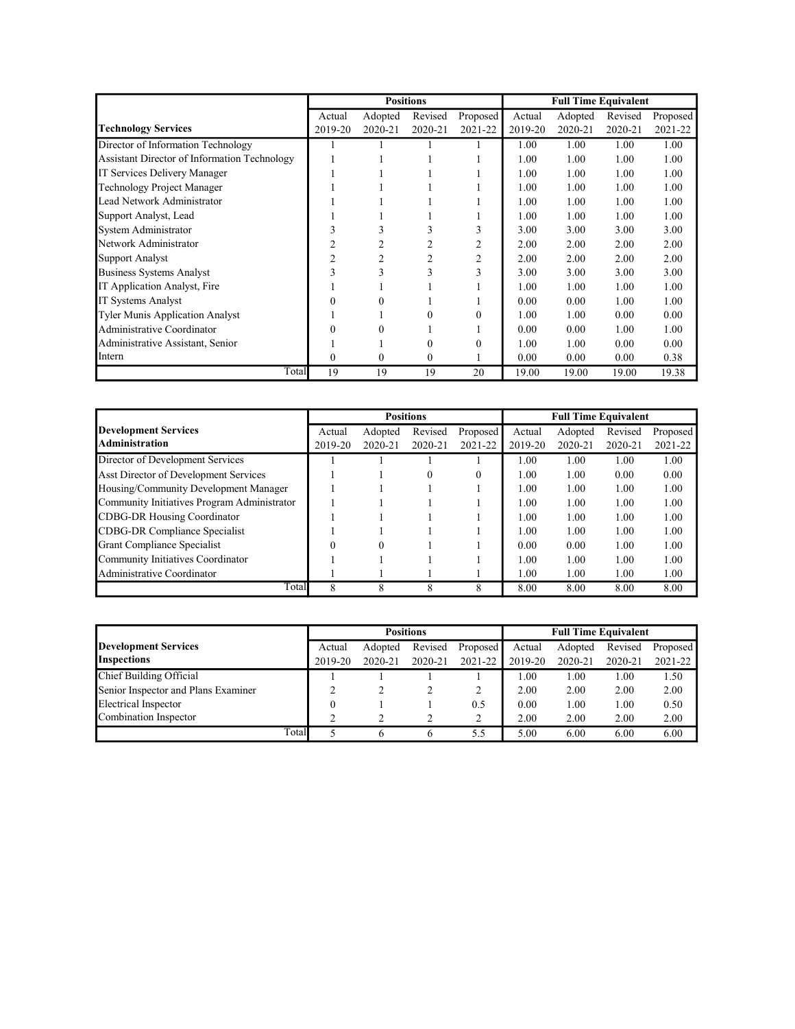| | Positions | | | | Full Time Equivalent | | | |
|---|---|---|---|---|---|---|---|---|
| **Technology Services** | Actual 2019-20 | Adopted 2020-21 | Revised 2020-21 | Proposed 2021-22 | Actual 2019-20 | Adopted 2020-21 | Revised 2020-21 | Proposed 2021-22 |
| Director of Information Technology | 1 | 1 | 1 | 1 | 1.00 | 1.00 | 1.00 | 1.00 |
| Assistant Director of Information Technology | 1 | 1 | 1 | 1 | 1.00 | 1.00 | 1.00 | 1.00 |
| IT Services Delivery Manager | 1 | 1 | 1 | 1 | 1.00 | 1.00 | 1.00 | 1.00 |
| Technology Project Manager | 1 | 1 | 1 | 1 | 1.00 | 1.00 | 1.00 | 1.00 |
| Lead Network Administrator | 1 | 1 | 1 | 1 | 1.00 | 1.00 | 1.00 | 1.00 |
| Support Analyst, Lead | 1 | 1 | 1 | 1 | 1.00 | 1.00 | 1.00 | 1.00 |
| System Administrator | 3 | 3 | 3 | 3 | 3.00 | 3.00 | 3.00 | 3.00 |
| Network Administrator | 2 | 2 | 2 | 2 | 2.00 | 2.00 | 2.00 | 2.00 |
| Support Analyst | 2 | 2 | 2 | 2 | 2.00 | 2.00 | 2.00 | 2.00 |
| Business Systems Analyst | 3 | 3 | 3 | 3 | 3.00 | 3.00 | 3.00 | 3.00 |
| IT Application Analyst, Fire | 1 | 1 | 1 | 1 | 1.00 | 1.00 | 1.00 | 1.00 |
| IT Systems Analyst | 0 | 0 | 1 | 1 | 0.00 | 0.00 | 1.00 | 1.00 |
| Tyler Munis Application Analyst | 1 | 1 | 0 | 0 | 1.00 | 1.00 | 0.00 | 0.00 |
| Administrative Coordinator | 0 | 0 | 1 | 1 | 0.00 | 0.00 | 1.00 | 1.00 |
| Administrative Assistant, Senior | 1 | 1 | 0 | 0 | 1.00 | 1.00 | 0.00 | 0.00 |
| Intern | 0 | 0 | 0 | 1 | 0.00 | 0.00 | 0.00 | 0.38 |
| Total | 19 | 19 | 19 | 20 | 19.00 | 19.00 | 19.00 | 19.38 |

| | Positions | | | | Full Time Equivalent | | | |
|---|---|---|---|---|---|---|---|---|
| **Development Services Administration** | Actual 2019-20 | Adopted 2020-21 | Revised 2020-21 | Proposed 2021-22 | Actual 2019-20 | Adopted 2020-21 | Revised 2020-21 | Proposed 2021-22 |
| Director of Development Services | 1 | 1 | 1 | 1 | 1.00 | 1.00 | 1.00 | 1.00 |
| Asst Director of Development Services | 1 | 1 | 0 | 0 | 1.00 | 1.00 | 0.00 | 0.00 |
| Housing/Community Development Manager | 1 | 1 | 1 | 1 | 1.00 | 1.00 | 1.00 | 1.00 |
| Community Initiatives Program Administrator | 1 | 1 | 1 | 1 | 1.00 | 1.00 | 1.00 | 1.00 |
| CDBG-DR Housing Coordinator | 1 | 1 | 1 | 1 | 1.00 | 1.00 | 1.00 | 1.00 |
| CDBG-DR Compliance Specialist | 1 | 1 | 1 | 1 | 1.00 | 1.00 | 1.00 | 1.00 |
| Grant Compliance Specialist | 0 | 0 | 1 | 1 | 0.00 | 0.00 | 1.00 | 1.00 |
| Community Initiatives Coordinator | 1 | 1 | 1 | 1 | 1.00 | 1.00 | 1.00 | 1.00 |
| Administrative Coordinator | 1 | 1 | 1 | 1 | 1.00 | 1.00 | 1.00 | 1.00 |
| Total | 8 | 8 | 8 | 8 | 8.00 | 8.00 | 8.00 | 8.00 |

| | Positions | | | | Full Time Equivalent | | | |
|---|---|---|---|---|---|---|---|---|
| **Development Services Inspections** | Actual 2019-20 | Adopted 2020-21 | Revised 2020-21 | Proposed 2021-22 | Actual 2019-20 | Adopted 2020-21 | Revised 2020-21 | Proposed 2021-22 |
| Chief Building Official | 1 | 1 | 1 | 1 | 1.00 | 1.00 | 1.00 | 1.50 |
| Senior Inspector and Plans Examiner | 2 | 2 | 2 | 2 | 2.00 | 2.00 | 2.00 | 2.00 |
| Electrical Inspector | 0 | 1 | 1 | 0.5 | 0.00 | 1.00 | 1.00 | 0.50 |
| Combination Inspector | 2 | 2 | 2 | 2 | 2.00 | 2.00 | 2.00 | 2.00 |
| Total | 5 | 6 | 6 | 5.5 | 5.00 | 6.00 | 6.00 | 6.00 |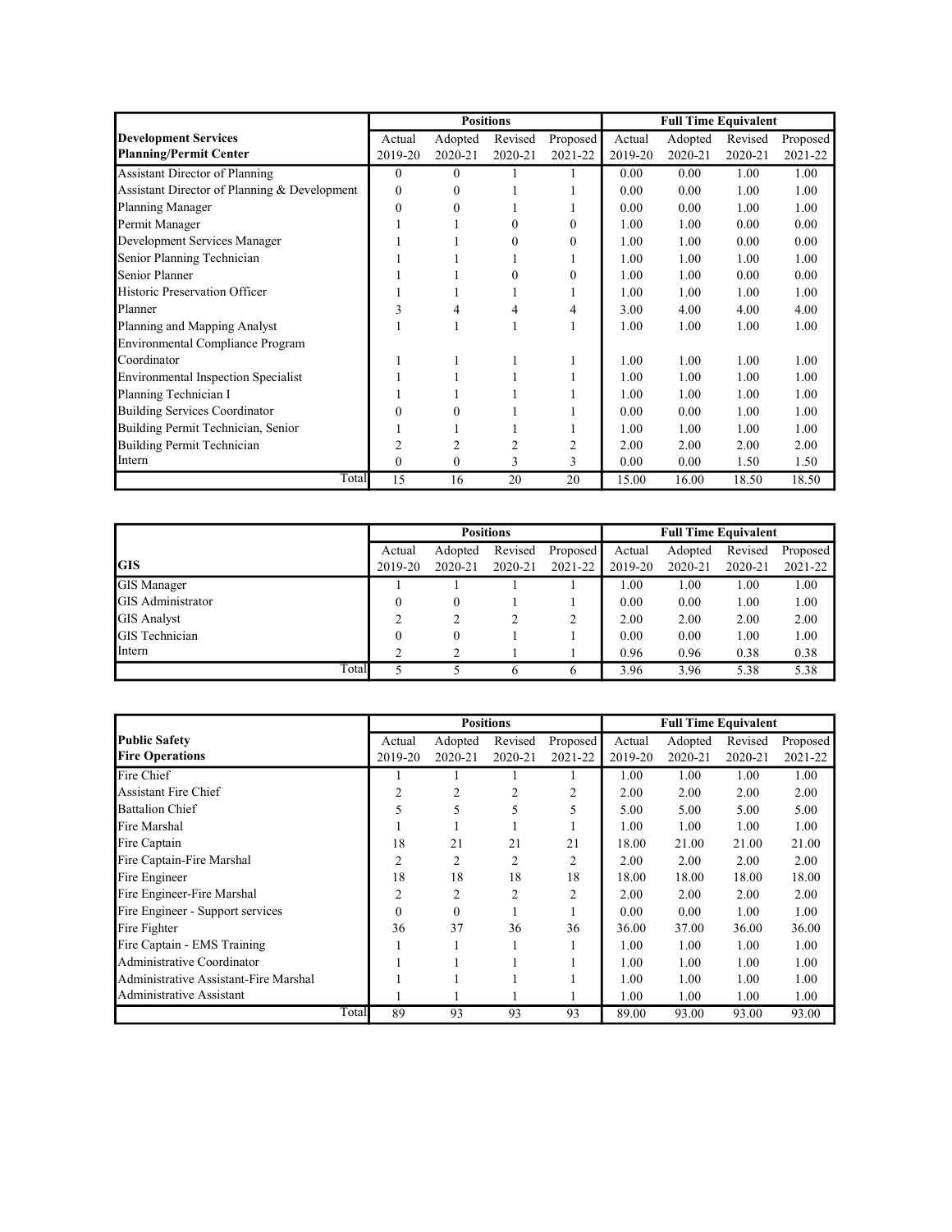| Development Services Planning/Permit Center | Positions | | | | Full Time Equivalent | | | |
|---|---|---|---|---|---|---|---|---|
| | Actual 2019-20 | Adopted 2020-21 | Revised 2020-21 | Proposed 2021-22 | Actual 2019-20 | Adopted 2020-21 | Revised 2020-21 | Proposed 2021-22 |
| Assistant Director of Planning | 0 | 0 | 1 | 1 | 0.00 | 0.00 | 1.00 | 1.00 |
| Assistant Director of Planning & Development | 0 | 0 | 1 | 1 | 0.00 | 0.00 | 1.00 | 1.00 |
| Planning Manager | 0 | 0 | 1 | 1 | 0.00 | 0.00 | 1.00 | 1.00 |
| Permit Manager | 1 | 1 | 0 | 0 | 1.00 | 1.00 | 0.00 | 0.00 |
| Development Services Manager | 1 | 1 | 0 | 0 | 1.00 | 1.00 | 0.00 | 0.00 |
| Senior Planning Technician | 1 | 1 | 1 | 1 | 1.00 | 1.00 | 1.00 | 1.00 |
| Senior Planner | 1 | 1 | 0 | 0 | 1.00 | 1.00 | 0.00 | 0.00 |
| Historic Preservation Officer | 1 | 1 | 1 | 1 | 1.00 | 1.00 | 1.00 | 1.00 |
| Planner | 3 | 4 | 4 | 4 | 3.00 | 4.00 | 4.00 | 4.00 |
| Planning and Mapping Analyst | 1 | 1 | 1 | 1 | 1.00 | 1.00 | 1.00 | 1.00 |
| Environmental Compliance Program Coordinator | 1 | 1 | 1 | 1 | 1.00 | 1.00 | 1.00 | 1.00 |
| Environmental Inspection Specialist | 1 | 1 | 1 | 1 | 1.00 | 1.00 | 1.00 | 1.00 |
| Planning Technician I | 1 | 1 | 1 | 1 | 1.00 | 1.00 | 1.00 | 1.00 |
| Building Services Coordinator | 0 | 0 | 1 | 1 | 0.00 | 0.00 | 1.00 | 1.00 |
| Building Permit Technician, Senior | 1 | 1 | 1 | 1 | 1.00 | 1.00 | 1.00 | 1.00 |
| Building Permit Technician | 2 | 2 | 2 | 2 | 2.00 | 2.00 | 2.00 | 2.00 |
| Intern | 0 | 0 | 3 | 3 | 0.00 | 0.00 | 1.50 | 1.50 |
| Total | 15 | 16 | 20 | 20 | 15.00 | 16.00 | 18.50 | 18.50 |

| GIS | Positions | | | | Full Time Equivalent | | | |
|---|---|---|---|---|---|---|---|---|
| | Actual 2019-20 | Adopted 2020-21 | Revised 2020-21 | Proposed 2021-22 | Actual 2019-20 | Adopted 2020-21 | Revised 2020-21 | Proposed 2021-22 |
| GIS Manager | 1 | 1 | 1 | 1 | 1.00 | 1.00 | 1.00 | 1.00 |
| GIS Administrator | 0 | 0 | 1 | 1 | 0.00 | 0.00 | 1.00 | 1.00 |
| GIS Analyst | 2 | 2 | 2 | 2 | 2.00 | 2.00 | 2.00 | 2.00 |
| GIS Technician | 0 | 0 | 1 | 1 | 0.00 | 0.00 | 1.00 | 1.00 |
| Intern | 2 | 2 | 1 | 1 | 0.96 | 0.96 | 0.38 | 0.38 |
| Total | 5 | 5 | 6 | 6 | 3.96 | 3.96 | 5.38 | 5.38 |

| Public Safety Fire Operations | Positions | | | | Full Time Equivalent | | | |
|---|---|---|---|---|---|---|---|---|
| | Actual 2019-20 | Adopted 2020-21 | Revised 2020-21 | Proposed 2021-22 | Actual 2019-20 | Adopted 2020-21 | Revised 2020-21 | Proposed 2021-22 |
| Fire Chief | 1 | 1 | 1 | 1 | 1.00 | 1.00 | 1.00 | 1.00 |
| Assistant Fire Chief | 2 | 2 | 2 | 2 | 2.00 | 2.00 | 2.00 | 2.00 |
| Battalion Chief | 5 | 5 | 5 | 5 | 5.00 | 5.00 | 5.00 | 5.00 |
| Fire Marshal | 1 | 1 | 1 | 1 | 1.00 | 1.00 | 1.00 | 1.00 |
| Fire Captain | 18 | 21 | 21 | 21 | 18.00 | 21.00 | 21.00 | 21.00 |
| Fire Captain-Fire Marshal | 2 | 2 | 2 | 2 | 2.00 | 2.00 | 2.00 | 2.00 |
| Fire Engineer | 18 | 18 | 18 | 18 | 18.00 | 18.00 | 18.00 | 18.00 |
| Fire Engineer-Fire Marshal | 2 | 2 | 2 | 2 | 2.00 | 2.00 | 2.00 | 2.00 |
| Fire Engineer - Support services | 0 | 0 | 1 | 1 | 0.00 | 0.00 | 1.00 | 1.00 |
| Fire Fighter | 36 | 37 | 36 | 36 | 36.00 | 37.00 | 36.00 | 36.00 |
| Fire Captain - EMS Training | 1 | 1 | 1 | 1 | 1.00 | 1.00 | 1.00 | 1.00 |
| Administrative Coordinator | 1 | 1 | 1 | 1 | 1.00 | 1.00 | 1.00 | 1.00 |
| Administrative Assistant-Fire Marshal | 1 | 1 | 1 | 1 | 1.00 | 1.00 | 1.00 | 1.00 |
| Administrative Assistant | 1 | 1 | 1 | 1 | 1.00 | 1.00 | 1.00 | 1.00 |
| Total | 89 | 93 | 93 | 93 | 89.00 | 93.00 | 93.00 | 93.00 |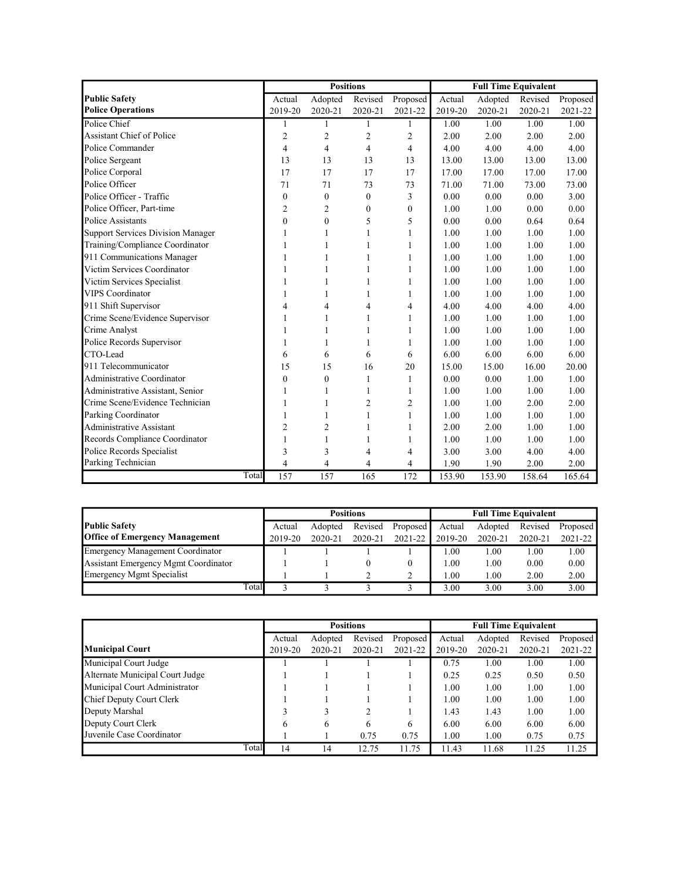| Public Safety<br>Police Operations | Positions | | | | Full Time Equivalent | | | |
|---|---|---|---|---|---|---|---|---|
| | Actual 2019-20 | Adopted 2020-21 | Revised 2020-21 | Proposed 2021-22 | Actual 2019-20 | Adopted 2020-21 | Revised 2020-21 | Proposed 2021-22 |
| Police Chief | 1 | 1 | 1 | 1 | 1.00 | 1.00 | 1.00 | 1.00 |
| Assistant Chief of Police | 2 | 2 | 2 | 2 | 2.00 | 2.00 | 2.00 | 2.00 |
| Police Commander | 4 | 4 | 4 | 4 | 4.00 | 4.00 | 4.00 | 4.00 |
| Police Sergeant | 13 | 13 | 13 | 13 | 13.00 | 13.00 | 13.00 | 13.00 |
| Police Corporal | 17 | 17 | 17 | 17 | 17.00 | 17.00 | 17.00 | 17.00 |
| Police Officer | 71 | 71 | 73 | 73 | 71.00 | 71.00 | 73.00 | 73.00 |
| Police Officer - Traffic | 0 | 0 | 0 | 3 | 0.00 | 0.00 | 0.00 | 3.00 |
| Police Officer, Part-time | 2 | 2 | 0 | 0 | 1.00 | 1.00 | 0.00 | 0.00 |
| Police Assistants | 0 | 0 | 5 | 5 | 0.00 | 0.00 | 0.64 | 0.64 |
| Support Services Division Manager | 1 | 1 | 1 | 1 | 1.00 | 1.00 | 1.00 | 1.00 |
| Training/Compliance Coordinator | 1 | 1 | 1 | 1 | 1.00 | 1.00 | 1.00 | 1.00 |
| 911 Communications Manager | 1 | 1 | 1 | 1 | 1.00 | 1.00 | 1.00 | 1.00 |
| Victim Services Coordinator | 1 | 1 | 1 | 1 | 1.00 | 1.00 | 1.00 | 1.00 |
| Victim Services Specialist | 1 | 1 | 1 | 1 | 1.00 | 1.00 | 1.00 | 1.00 |
| VIPS Coordinator | 1 | 1 | 1 | 1 | 1.00 | 1.00 | 1.00 | 1.00 |
| 911 Shift Supervisor | 4 | 4 | 4 | 4 | 4.00 | 4.00 | 4.00 | 4.00 |
| Crime Scene/Evidence Supervisor | 1 | 1 | 1 | 1 | 1.00 | 1.00 | 1.00 | 1.00 |
| Crime Analyst | 1 | 1 | 1 | 1 | 1.00 | 1.00 | 1.00 | 1.00 |
| Police Records Supervisor | 1 | 1 | 1 | 1 | 1.00 | 1.00 | 1.00 | 1.00 |
| CTO-Lead | 6 | 6 | 6 | 6 | 6.00 | 6.00 | 6.00 | 6.00 |
| 911 Telecommunicator | 15 | 15 | 16 | 20 | 15.00 | 15.00 | 16.00 | 20.00 |
| Administrative Coordinator | 0 | 0 | 1 | 1 | 0.00 | 0.00 | 1.00 | 1.00 |
| Administrative Assistant, Senior | 1 | 1 | 1 | 1 | 1.00 | 1.00 | 1.00 | 1.00 |
| Crime Scene/Evidence Technician | 1 | 1 | 2 | 2 | 1.00 | 1.00 | 2.00 | 2.00 |
| Parking Coordinator | 1 | 1 | 1 | 1 | 1.00 | 1.00 | 1.00 | 1.00 |
| Administrative Assistant | 2 | 2 | 1 | 1 | 2.00 | 2.00 | 1.00 | 1.00 |
| Records Compliance Coordinator | 1 | 1 | 1 | 1 | 1.00 | 1.00 | 1.00 | 1.00 |
| Police Records Specialist | 3 | 3 | 4 | 4 | 3.00 | 3.00 | 4.00 | 4.00 |
| Parking Technician | 4 | 4 | 4 | 4 | 1.90 | 1.90 | 2.00 | 2.00 |
| Total | 157 | 157 | 165 | 172 | 153.90 | 153.90 | 158.64 | 165.64 |

| Public Safety<br>Office of Emergency Management | Positions | | | | Full Time Equivalent | | | |
|---|---|---|---|---|---|---|---|---|
| | Actual 2019-20 | Adopted 2020-21 | Revised 2020-21 | Proposed 2021-22 | Actual 2019-20 | Adopted 2020-21 | Revised 2020-21 | Proposed 2021-22 |
| Emergency Management Coordinator | 1 | 1 | 1 | 1 | 1.00 | 1.00 | 1.00 | 1.00 |
| Assistant Emergency Mgmt Coordinator | 1 | 1 | 0 | 0 | 1.00 | 1.00 | 0.00 | 0.00 |
| Emergency Mgmt Specialist | 1 | 1 | 2 | 2 | 1.00 | 1.00 | 2.00 | 2.00 |
| Total | 3 | 3 | 3 | 3 | 3.00 | 3.00 | 3.00 | 3.00 |

| Municipal Court | Positions | | | | Full Time Equivalent | | | |
|---|---|---|---|---|---|---|---|---|
| | Actual 2019-20 | Adopted 2020-21 | Revised 2020-21 | Proposed 2021-22 | Actual 2019-20 | Adopted 2020-21 | Revised 2020-21 | Proposed 2021-22 |
| Municipal Court Judge | 1 | 1 | 1 | 1 | 0.75 | 1.00 | 1.00 | 1.00 |
| Alternate Municipal Court Judge | 1 | 1 | 1 | 1 | 0.25 | 0.25 | 0.50 | 0.50 |
| Municipal Court Administrator | 1 | 1 | 1 | 1 | 1.00 | 1.00 | 1.00 | 1.00 |
| Chief Deputy Court Clerk | 1 | 1 | 1 | 1 | 1.00 | 1.00 | 1.00 | 1.00 |
| Deputy Marshal | 3 | 3 | 2 | 1 | 1.43 | 1.43 | 1.00 | 1.00 |
| Deputy Court Clerk | 6 | 6 | 6 | 6 | 6.00 | 6.00 | 6.00 | 6.00 |
| Juvenile Case Coordinator | 1 | 1 | 0.75 | 0.75 | 1.00 | 1.00 | 0.75 | 0.75 |
| Total | 14 | 14 | 12.75 | 11.75 | 11.43 | 11.68 | 11.25 | 11.25 |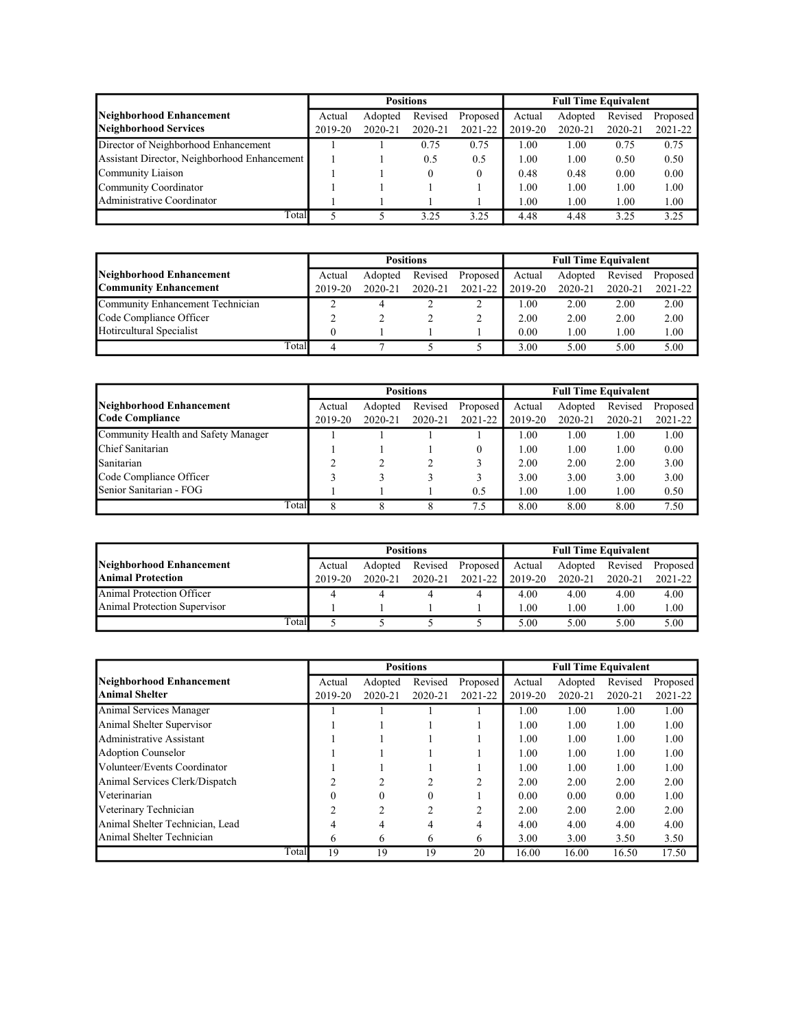| Neighborhood Enhancement<br>Neighborhood Services | Positions | | | | Full Time Equivalent | | | |
|---|---|---|---|---|---|---|---|---|
| | Actual 2019-20 | Adopted 2020-21 | Revised 2020-21 | Proposed 2021-22 | Actual 2019-20 | Adopted 2020-21 | Revised 2020-21 | Proposed 2021-22 |
| Director of Neighborhood Enhancement | 1 | 1 | 0.75 | 0.75 | 1.00 | 1.00 | 0.75 | 0.75 |
| Assistant Director, Neighborhood Enhancement | 1 | 1 | 0.5 | 0.5 | 1.00 | 1.00 | 0.50 | 0.50 |
| Community Liaison | 1 | 1 | 0 | 0 | 0.48 | 0.48 | 0.00 | 0.00 |
| Community Coordinator | 1 | 1 | 1 | 1 | 1.00 | 1.00 | 1.00 | 1.00 |
| Administrative Coordinator | 1 | 1 | 1 | 1 | 1.00 | 1.00 | 1.00 | 1.00 |
| Total | 5 | 5 | 3.25 | 3.25 | 4.48 | 4.48 | 3.25 | 3.25 |

| Neighborhood Enhancement<br>Community Enhancement | Positions | | | | Full Time Equivalent | | | |
|---|---|---|---|---|---|---|---|---|
| | Actual 2019-20 | Adopted 2020-21 | Revised 2020-21 | Proposed 2021-22 | Actual 2019-20 | Adopted 2020-21 | Revised 2020-21 | Proposed 2021-22 |
| Community Enhancement Technician | 2 | 4 | 2 | 2 | 1.00 | 2.00 | 2.00 | 2.00 |
| Code Compliance Officer | 2 | 2 | 2 | 2 | 2.00 | 2.00 | 2.00 | 2.00 |
| Hotircultural Specialist | 0 | 1 | 1 | 1 | 0.00 | 1.00 | 1.00 | 1.00 |
| Total | 4 | 7 | 5 | 5 | 3.00 | 5.00 | 5.00 | 5.00 |

| Neighborhood Enhancement<br>Code Compliance | Positions | | | | Full Time Equivalent | | | |
|---|---|---|---|---|---|---|---|---|
| | Actual 2019-20 | Adopted 2020-21 | Revised 2020-21 | Proposed 2021-22 | Actual 2019-20 | Adopted 2020-21 | Revised 2020-21 | Proposed 2021-22 |
| Community Health and Safety Manager | 1 | 1 | 1 | 1 | 1.00 | 1.00 | 1.00 | 1.00 |
| Chief Sanitarian | 1 | 1 | 1 | 0 | 1.00 | 1.00 | 1.00 | 0.00 |
| Sanitarian | 2 | 2 | 2 | 3 | 2.00 | 2.00 | 2.00 | 3.00 |
| Code Compliance Officer | 3 | 3 | 3 | 3 | 3.00 | 3.00 | 3.00 | 3.00 |
| Senior Sanitarian - FOG | 1 | 1 | 1 | 0.5 | 1.00 | 1.00 | 1.00 | 0.50 |
| Total | 8 | 8 | 8 | 7.5 | 8.00 | 8.00 | 8.00 | 7.50 |

| Neighborhood Enhancement<br>Animal Protection | Positions | | | | Full Time Equivalent | | | |
|---|---|---|---|---|---|---|---|---|
| | Actual 2019-20 | Adopted 2020-21 | Revised 2020-21 | Proposed 2021-22 | Actual 2019-20 | Adopted 2020-21 | Revised 2020-21 | Proposed 2021-22 |
| Animal Protection Officer | 4 | 4 | 4 | 4 | 4.00 | 4.00 | 4.00 | 4.00 |
| Animal Protection Supervisor | 1 | 1 | 1 | 1 | 1.00 | 1.00 | 1.00 | 1.00 |
| Total | 5 | 5 | 5 | 5 | 5.00 | 5.00 | 5.00 | 5.00 |

| Neighborhood Enhancement<br>Animal Shelter | Positions | | | | Full Time Equivalent | | | |
|---|---|---|---|---|---|---|---|---|
| | Actual 2019-20 | Adopted 2020-21 | Revised 2020-21 | Proposed 2021-22 | Actual 2019-20 | Adopted 2020-21 | Revised 2020-21 | Proposed 2021-22 |
| Animal Services Manager | 1 | 1 | 1 | 1 | 1.00 | 1.00 | 1.00 | 1.00 |
| Animal Shelter Supervisor | 1 | 1 | 1 | 1 | 1.00 | 1.00 | 1.00 | 1.00 |
| Administrative Assistant | 1 | 1 | 1 | 1 | 1.00 | 1.00 | 1.00 | 1.00 |
| Adoption Counselor | 1 | 1 | 1 | 1 | 1.00 | 1.00 | 1.00 | 1.00 |
| Volunteer/Events Coordinator | 1 | 1 | 1 | 1 | 1.00 | 1.00 | 1.00 | 1.00 |
| Animal Services Clerk/Dispatch | 2 | 2 | 2 | 2 | 2.00 | 2.00 | 2.00 | 2.00 |
| Veterinarian | 0 | 0 | 0 | 1 | 0.00 | 0.00 | 0.00 | 1.00 |
| Veterinary Technician | 2 | 2 | 2 | 2 | 2.00 | 2.00 | 2.00 | 2.00 |
| Animal Shelter Technician, Lead | 4 | 4 | 4 | 4 | 4.00 | 4.00 | 4.00 | 4.00 |
| Animal Shelter Technician | 6 | 6 | 6 | 6 | 3.00 | 3.00 | 3.50 | 3.50 |
| Total | 19 | 19 | 19 | 20 | 16.00 | 16.00 | 16.50 | 17.50 |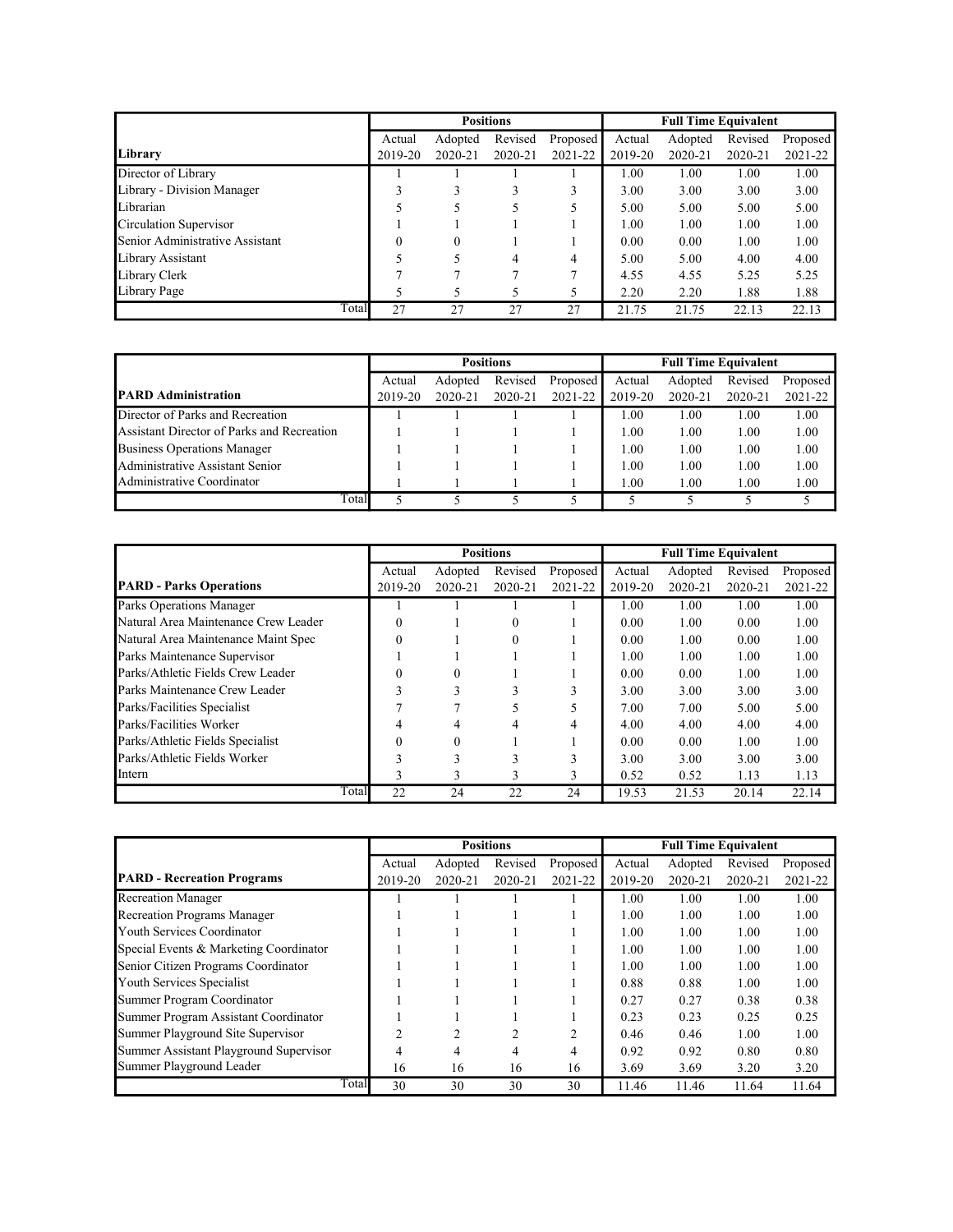| Library | Positions | | | | Full Time Equivalent | | | |
|---|---|---|---|---|---|---|---|---|
| | Actual 2019-20 | Adopted 2020-21 | Revised 2020-21 | Proposed 2021-22 | Actual 2019-20 | Adopted 2020-21 | Revised 2020-21 | Proposed 2021-22 |
| Director of Library | 1 | 1 | 1 | 1 | 1.00 | 1.00 | 1.00 | 1.00 |
| Library - Division Manager | 3 | 3 | 3 | 3 | 3.00 | 3.00 | 3.00 | 3.00 |
| Librarian | 5 | 5 | 5 | 5 | 5.00 | 5.00 | 5.00 | 5.00 |
| Circulation Supervisor | 1 | 1 | 1 | 1 | 1.00 | 1.00 | 1.00 | 1.00 |
| Senior Administrative Assistant | 0 | 0 | 1 | 1 | 0.00 | 0.00 | 1.00 | 1.00 |
| Library Assistant | 5 | 5 | 4 | 4 | 5.00 | 5.00 | 4.00 | 4.00 |
| Library Clerk | 7 | 7 | 7 | 7 | 4.55 | 4.55 | 5.25 | 5.25 |
| Library Page | 5 | 5 | 5 | 5 | 2.20 | 2.20 | 1.88 | 1.88 |
| Total | 27 | 27 | 27 | 27 | 21.75 | 21.75 | 22.13 | 22.13 |

| PARD Administration | Positions | | | | Full Time Equivalent | | | |
|---|---|---|---|---|---|---|---|---|
| | Actual 2019-20 | Adopted 2020-21 | Revised 2020-21 | Proposed 2021-22 | Actual 2019-20 | Adopted 2020-21 | Revised 2020-21 | Proposed 2021-22 |
| Director of Parks and Recreation | 1 | 1 | 1 | 1 | 1.00 | 1.00 | 1.00 | 1.00 |
| Assistant Director of Parks and Recreation | 1 | 1 | 1 | 1 | 1.00 | 1.00 | 1.00 | 1.00 |
| Business Operations Manager | 1 | 1 | 1 | 1 | 1.00 | 1.00 | 1.00 | 1.00 |
| Administrative Assistant Senior | 1 | 1 | 1 | 1 | 1.00 | 1.00 | 1.00 | 1.00 |
| Administrative Coordinator | 1 | 1 | 1 | 1 | 1.00 | 1.00 | 1.00 | 1.00 |
| Total | 5 | 5 | 5 | 5 | 5 | 5 | 5 | 5 |

| PARD - Parks Operations | Positions | | | | Full Time Equivalent | | | |
|---|---|---|---|---|---|---|---|---|
| | Actual 2019-20 | Adopted 2020-21 | Revised 2020-21 | Proposed 2021-22 | Actual 2019-20 | Adopted 2020-21 | Revised 2020-21 | Proposed 2021-22 |
| Parks Operations Manager | 1 | 1 | 1 | 1 | 1.00 | 1.00 | 1.00 | 1.00 |
| Natural Area Maintenance Crew Leader | 0 | 1 | 0 | 1 | 0.00 | 1.00 | 0.00 | 1.00 |
| Natural Area Maintenance Maint Spec | 0 | 1 | 0 | 1 | 0.00 | 1.00 | 0.00 | 1.00 |
| Parks Maintenance Supervisor | 1 | 1 | 1 | 1 | 1.00 | 1.00 | 1.00 | 1.00 |
| Parks/Athletic Fields Crew Leader | 0 | 0 | 1 | 1 | 0.00 | 0.00 | 1.00 | 1.00 |
| Parks Maintenance Crew Leader | 3 | 3 | 3 | 3 | 3.00 | 3.00 | 3.00 | 3.00 |
| Parks/Facilities Specialist | 7 | 7 | 5 | 5 | 7.00 | 7.00 | 5.00 | 5.00 |
| Parks/Facilities Worker | 4 | 4 | 4 | 4 | 4.00 | 4.00 | 4.00 | 4.00 |
| Parks/Athletic Fields Specialist | 0 | 0 | 1 | 1 | 0.00 | 0.00 | 1.00 | 1.00 |
| Parks/Athletic Fields Worker | 3 | 3 | 3 | 3 | 3.00 | 3.00 | 3.00 | 3.00 |
| Intern | 3 | 3 | 3 | 3 | 0.52 | 0.52 | 1.13 | 1.13 |
| Total | 22 | 24 | 22 | 24 | 19.53 | 21.53 | 20.14 | 22.14 |

| PARD - Recreation Programs | Positions | | | | Full Time Equivalent | | | |
|---|---|---|---|---|---|---|---|---|
| | Actual 2019-20 | Adopted 2020-21 | Revised 2020-21 | Proposed 2021-22 | Actual 2019-20 | Adopted 2020-21 | Revised 2020-21 | Proposed 2021-22 |
| Recreation Manager | 1 | 1 | 1 | 1 | 1.00 | 1.00 | 1.00 | 1.00 |
| Recreation Programs Manager | 1 | 1 | 1 | 1 | 1.00 | 1.00 | 1.00 | 1.00 |
| Youth Services Coordinator | 1 | 1 | 1 | 1 | 1.00 | 1.00 | 1.00 | 1.00 |
| Special Events & Marketing Coordinator | 1 | 1 | 1 | 1 | 1.00 | 1.00 | 1.00 | 1.00 |
| Senior Citizen Programs Coordinator | 1 | 1 | 1 | 1 | 1.00 | 1.00 | 1.00 | 1.00 |
| Youth Services Specialist | 1 | 1 | 1 | 1 | 0.88 | 0.88 | 1.00 | 1.00 |
| Summer Program Coordinator | 1 | 1 | 1 | 1 | 0.27 | 0.27 | 0.38 | 0.38 |
| Summer Program Assistant Coordinator | 1 | 1 | 1 | 1 | 0.23 | 0.23 | 0.25 | 0.25 |
| Summer Playground Site Supervisor | 2 | 2 | 2 | 2 | 0.46 | 0.46 | 1.00 | 1.00 |
| Summer Assistant Playground Supervisor | 4 | 4 | 4 | 4 | 0.92 | 0.92 | 0.80 | 0.80 |
| Summer Playground Leader | 16 | 16 | 16 | 16 | 3.69 | 3.69 | 3.20 | 3.20 |
| Total | 30 | 30 | 30 | 30 | 11.46 | 11.46 | 11.64 | 11.64 |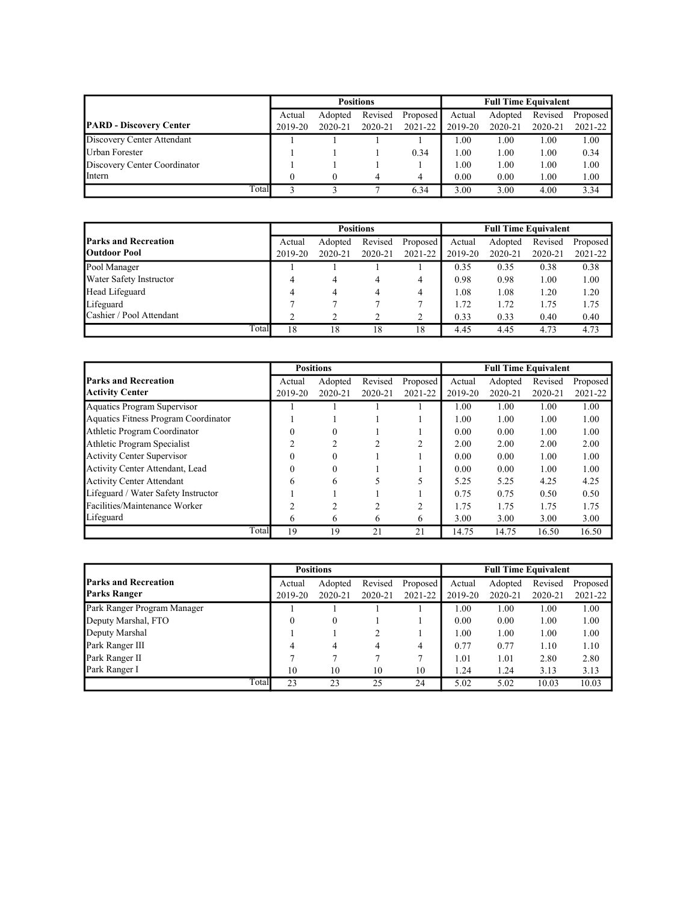| PARD - Discovery Center | Positions | | | | Full Time Equivalent | | | |
|---|---|---|---|---|---|---|---|---|
| | Actual 2019-20 | Adopted 2020-21 | Revised 2020-21 | Proposed 2021-22 | Actual 2019-20 | Adopted 2020-21 | Revised 2020-21 | Proposed 2021-22 |
| Discovery Center Attendant | 1 | 1 | 1 | 1 | 1.00 | 1.00 | 1.00 | 1.00 |
| Urban Forester | 1 | 1 | 1 | 0.34 | 1.00 | 1.00 | 1.00 | 0.34 |
| Discovery Center Coordinator | 1 | 1 | 1 | 1 | 1.00 | 1.00 | 1.00 | 1.00 |
| Intern | 0 | 0 | 4 | 4 | 0.00 | 0.00 | 1.00 | 1.00 |
| Total | 3 | 3 | 7 | 6.34 | 3.00 | 3.00 | 4.00 | 3.34 |

| Parks and Recreation Outdoor Pool | Positions | | | | Full Time Equivalent | | | |
|---|---|---|---|---|---|---|---|---|
| | Actual 2019-20 | Adopted 2020-21 | Revised 2020-21 | Proposed 2021-22 | Actual 2019-20 | Adopted 2020-21 | Revised 2020-21 | Proposed 2021-22 |
| Pool Manager | 1 | 1 | 1 | 1 | 0.35 | 0.35 | 0.38 | 0.38 |
| Water Safety Instructor | 4 | 4 | 4 | 4 | 0.98 | 0.98 | 1.00 | 1.00 |
| Head Lifeguard | 4 | 4 | 4 | 4 | 1.08 | 1.08 | 1.20 | 1.20 |
| Lifeguard | 7 | 7 | 7 | 7 | 1.72 | 1.72 | 1.75 | 1.75 |
| Cashier / Pool Attendant | 2 | 2 | 2 | 2 | 0.33 | 0.33 | 0.40 | 0.40 |
| Total | 18 | 18 | 18 | 18 | 4.45 | 4.45 | 4.73 | 4.73 |

| Parks and Recreation Activity Center | Positions | | | | Full Time Equivalent | | | |
|---|---|---|---|---|---|---|---|---|
| | Actual 2019-20 | Adopted 2020-21 | Revised 2020-21 | Proposed 2021-22 | Actual 2019-20 | Adopted 2020-21 | Revised 2020-21 | Proposed 2021-22 |
| Aquatics Program Supervisor | 1 | 1 | 1 | 1 | 1.00 | 1.00 | 1.00 | 1.00 |
| Aquatics Fitness Program Coordinator | 1 | 1 | 1 | 1 | 1.00 | 1.00 | 1.00 | 1.00 |
| Athletic Program Coordinator | 0 | 0 | 1 | 1 | 0.00 | 0.00 | 1.00 | 1.00 |
| Athletic Program Specialist | 2 | 2 | 2 | 2 | 2.00 | 2.00 | 2.00 | 2.00 |
| Activity Center Supervisor | 0 | 0 | 1 | 1 | 0.00 | 0.00 | 1.00 | 1.00 |
| Activity Center Attendant, Lead | 0 | 0 | 1 | 1 | 0.00 | 0.00 | 1.00 | 1.00 |
| Activity Center Attendant | 6 | 6 | 5 | 5 | 5.25 | 5.25 | 4.25 | 4.25 |
| Lifeguard / Water Safety Instructor | 1 | 1 | 1 | 1 | 0.75 | 0.75 | 0.50 | 0.50 |
| Facilities/Maintenance Worker | 2 | 2 | 2 | 2 | 1.75 | 1.75 | 1.75 | 1.75 |
| Lifeguard | 6 | 6 | 6 | 6 | 3.00 | 3.00 | 3.00 | 3.00 |
| Total | 19 | 19 | 21 | 21 | 14.75 | 14.75 | 16.50 | 16.50 |

| Parks and Recreation Parks Ranger | Positions | | | | Full Time Equivalent | | | |
|---|---|---|---|---|---|---|---|---|
| | Actual 2019-20 | Adopted 2020-21 | Revised 2020-21 | Proposed 2021-22 | Actual 2019-20 | Adopted 2020-21 | Revised 2020-21 | Proposed 2021-22 |
| Park Ranger Program Manager | 1 | 1 | 1 | 1 | 1.00 | 1.00 | 1.00 | 1.00 |
| Deputy Marshal, FTO | 0 | 0 | 1 | 1 | 0.00 | 0.00 | 1.00 | 1.00 |
| Deputy Marshal | 1 | 1 | 2 | 1 | 1.00 | 1.00 | 1.00 | 1.00 |
| Park Ranger III | 4 | 4 | 4 | 4 | 0.77 | 0.77 | 1.10 | 1.10 |
| Park Ranger II | 7 | 7 | 7 | 7 | 1.01 | 1.01 | 2.80 | 2.80 |
| Park Ranger I | 10 | 10 | 10 | 10 | 1.24 | 1.24 | 3.13 | 3.13 |
| Total | 23 | 23 | 25 | 24 | 5.02 | 5.02 | 10.03 | 10.03 |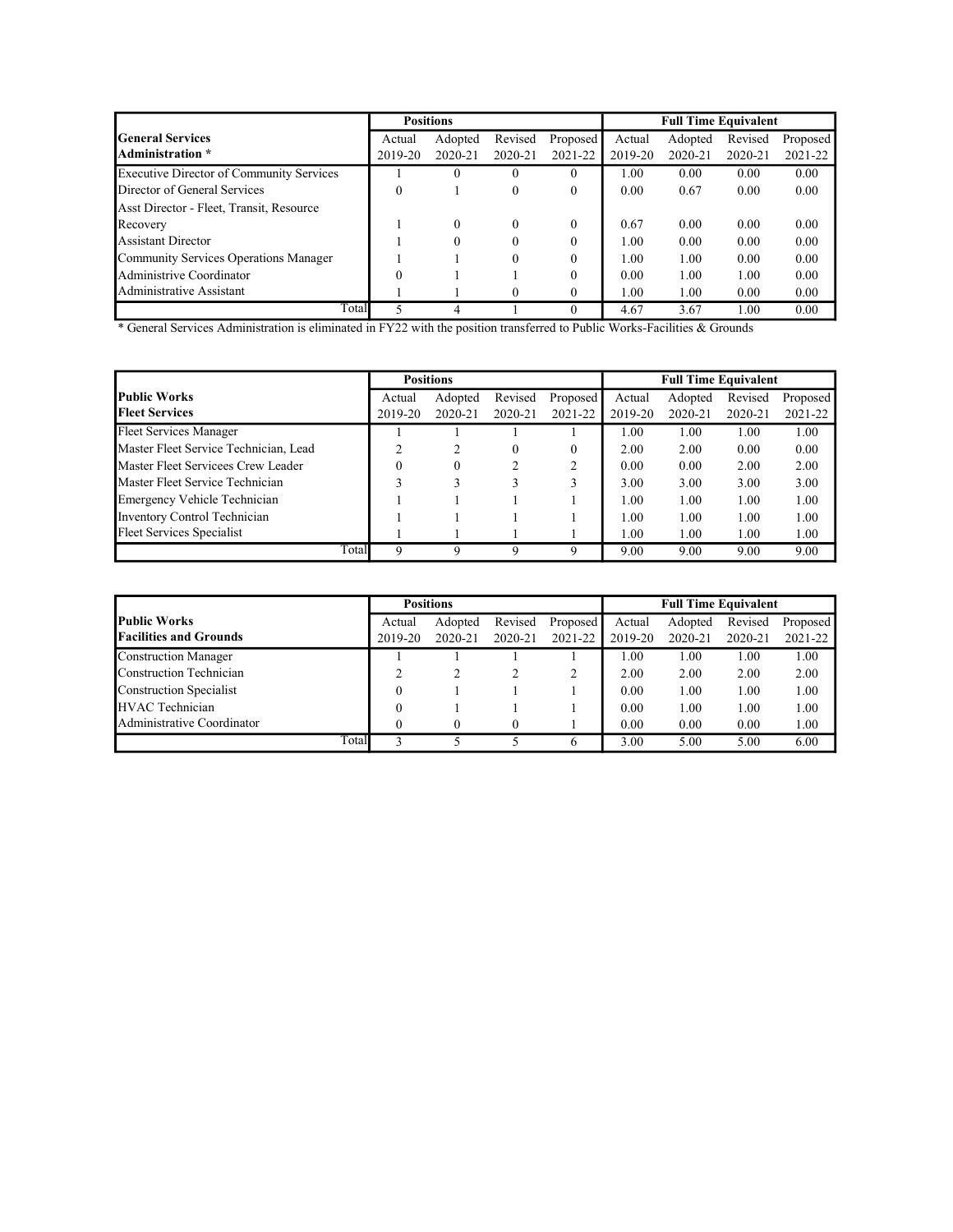| General Services Administration * | Positions | | | | Full Time Equivalent | | | |
|---|---|---|---|---|---|---|---|---|
| | Actual 2019-20 | Adopted 2020-21 | Revised 2020-21 | Proposed 2021-22 | Actual 2019-20 | Adopted 2020-21 | Revised 2020-21 | Proposed 2021-22 |
| Executive Director of Community Services | 1 | 0 | 0 | 0 | 1.00 | 0.00 | 0.00 | 0.00 |
| Director of General Services | 0 | 1 | 0 | 0 | 0.00 | 0.67 | 0.00 | 0.00 |
| Asst Director - Fleet, Transit, Resource Recovery | 1 | 0 | 0 | 0 | 0.67 | 0.00 | 0.00 | 0.00 |
| Assistant Director | 1 | 0 | 0 | 0 | 1.00 | 0.00 | 0.00 | 0.00 |
| Community Services Operations Manager | 1 | 1 | 0 | 0 | 1.00 | 1.00 | 0.00 | 0.00 |
| Administrive Coordinator | 0 | 1 | 1 | 0 | 0.00 | 1.00 | 1.00 | 0.00 |
| Administrative Assistant | 1 | 1 | 0 | 0 | 1.00 | 1.00 | 0.00 | 0.00 |
| Total | 5 | 4 | 1 | 0 | 4.67 | 3.67 | 1.00 | 0.00 |

* General Services Administration is eliminated in FY22 with the position transferred to Public Works-Facilities & Grounds

| Public Works Fleet Services | Positions | | | | Full Time Equivalent | | | |
|---|---|---|---|---|---|---|---|---|
| | Actual 2019-20 | Adopted 2020-21 | Revised 2020-21 | Proposed 2021-22 | Actual 2019-20 | Adopted 2020-21 | Revised 2020-21 | Proposed 2021-22 |
| Fleet Services Manager | 1 | 1 | 1 | 1 | 1.00 | 1.00 | 1.00 | 1.00 |
| Master Fleet Service Technician, Lead | 2 | 2 | 0 | 0 | 2.00 | 2.00 | 0.00 | 0.00 |
| Master Fleet Servicees Crew Leader | 0 | 0 | 2 | 2 | 0.00 | 0.00 | 2.00 | 2.00 |
| Master Fleet Service Technician | 3 | 3 | 3 | 3 | 3.00 | 3.00 | 3.00 | 3.00 |
| Emergency Vehicle Technician | 1 | 1 | 1 | 1 | 1.00 | 1.00 | 1.00 | 1.00 |
| Inventory Control Technician | 1 | 1 | 1 | 1 | 1.00 | 1.00 | 1.00 | 1.00 |
| Fleet Services Specialist | 1 | 1 | 1 | 1 | 1.00 | 1.00 | 1.00 | 1.00 |
| Total | 9 | 9 | 9 | 9 | 9.00 | 9.00 | 9.00 | 9.00 |

| Public Works Facilities and Grounds | Positions | | | | Full Time Equivalent | | | |
|---|---|---|---|---|---|---|---|---|
| | Actual 2019-20 | Adopted 2020-21 | Revised 2020-21 | Proposed 2021-22 | Actual 2019-20 | Adopted 2020-21 | Revised 2020-21 | Proposed 2021-22 |
| Construction Manager | 1 | 1 | 1 | 1 | 1.00 | 1.00 | 1.00 | 1.00 |
| Construction Technician | 2 | 2 | 2 | 2 | 2.00 | 2.00 | 2.00 | 2.00 |
| Construction Specialist | 0 | 1 | 1 | 1 | 0.00 | 1.00 | 1.00 | 1.00 |
| HVAC Technician | 0 | 1 | 1 | 1 | 0.00 | 1.00 | 1.00 | 1.00 |
| Administrative Coordinator | 0 | 0 | 0 | 1 | 0.00 | 0.00 | 0.00 | 1.00 |
| Total | 3 | 5 | 5 | 6 | 3.00 | 5.00 | 5.00 | 6.00 |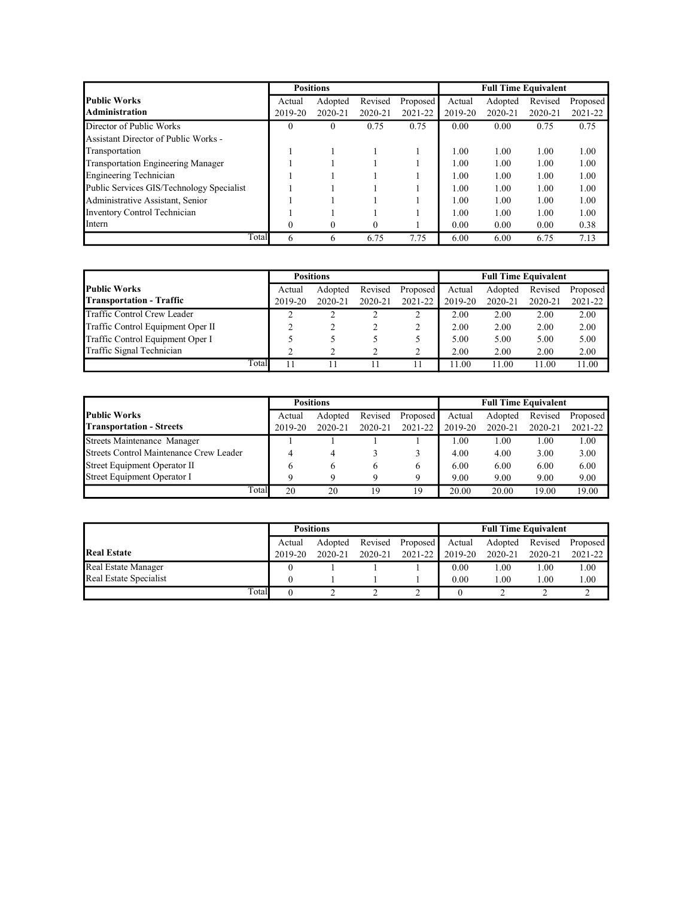| Public Works Administration | Positions | | | | Full Time Equivalent | | | |
|---|---|---|---|---|---|---|---|---|
| | Actual 2019-20 | Adopted 2020-21 | Revised 2020-21 | Proposed 2021-22 | Actual 2019-20 | Adopted 2020-21 | Revised 2020-21 | Proposed 2021-22 |
| Director of Public Works | 0 | 0 | 0.75 | 0.75 | 0.00 | 0.00 | 0.75 | 0.75 |
| Assistant Director of Public Works - Transportation | 1 | 1 | 1 | 1 | 1.00 | 1.00 | 1.00 | 1.00 |
| Transportation Engineering Manager | 1 | 1 | 1 | 1 | 1.00 | 1.00 | 1.00 | 1.00 |
| Engineering Technician | 1 | 1 | 1 | 1 | 1.00 | 1.00 | 1.00 | 1.00 |
| Public Services GIS/Technology Specialist | 1 | 1 | 1 | 1 | 1.00 | 1.00 | 1.00 | 1.00 |
| Administrative Assistant, Senior | 1 | 1 | 1 | 1 | 1.00 | 1.00 | 1.00 | 1.00 |
| Inventory Control Technician | 1 | 1 | 1 | 1 | 1.00 | 1.00 | 1.00 | 1.00 |
| Intern | 0 | 0 | 0 | 1 | 0.00 | 0.00 | 0.00 | 0.38 |
| Total | 6 | 6 | 6.75 | 7.75 | 6.00 | 6.00 | 6.75 | 7.13 |

| Public Works Transportation - Traffic | Positions | | | | Full Time Equivalent | | | |
|---|---|---|---|---|---|---|---|---|
| | Actual 2019-20 | Adopted 2020-21 | Revised 2020-21 | Proposed 2021-22 | Actual 2019-20 | Adopted 2020-21 | Revised 2020-21 | Proposed 2021-22 |
| Traffic Control Crew Leader | 2 | 2 | 2 | 2 | 2.00 | 2.00 | 2.00 | 2.00 |
| Traffic Control Equipment Oper II | 2 | 2 | 2 | 2 | 2.00 | 2.00 | 2.00 | 2.00 |
| Traffic Control Equipment Oper I | 5 | 5 | 5 | 5 | 5.00 | 5.00 | 5.00 | 5.00 |
| Traffic Signal Technician | 2 | 2 | 2 | 2 | 2.00 | 2.00 | 2.00 | 2.00 |
| Total | 11 | 11 | 11 | 11 | 11.00 | 11.00 | 11.00 | 11.00 |

| Public Works Transportation - Streets | Positions | | | | Full Time Equivalent | | | |
|---|---|---|---|---|---|---|---|---|
| | Actual 2019-20 | Adopted 2020-21 | Revised 2020-21 | Proposed 2021-22 | Actual 2019-20 | Adopted 2020-21 | Revised 2020-21 | Proposed 2021-22 |
| Streets Maintenance Manager | 1 | 1 | 1 | 1 | 1.00 | 1.00 | 1.00 | 1.00 |
| Streets Control Maintenance Crew Leader | 4 | 4 | 3 | 3 | 4.00 | 4.00 | 3.00 | 3.00 |
| Street Equipment Operator II | 6 | 6 | 6 | 6 | 6.00 | 6.00 | 6.00 | 6.00 |
| Street Equipment Operator I | 9 | 9 | 9 | 9 | 9.00 | 9.00 | 9.00 | 9.00 |
| Total | 20 | 20 | 19 | 19 | 20.00 | 20.00 | 19.00 | 19.00 |

| Real Estate | Positions | | | | Full Time Equivalent | | | |
|---|---|---|---|---|---|---|---|---|
| | Actual 2019-20 | Adopted 2020-21 | Revised 2020-21 | Proposed 2021-22 | Actual 2019-20 | Adopted 2020-21 | Revised 2020-21 | Proposed 2021-22 |
| Real Estate Manager | 0 | 1 | 1 | 1 | 0.00 | 1.00 | 1.00 | 1.00 |
| Real Estate Specialist | 0 | 1 | 1 | 1 | 0.00 | 1.00 | 1.00 | 1.00 |
| Total | 0 | 2 | 2 | 2 | 0 | 2 | 2 | 2 |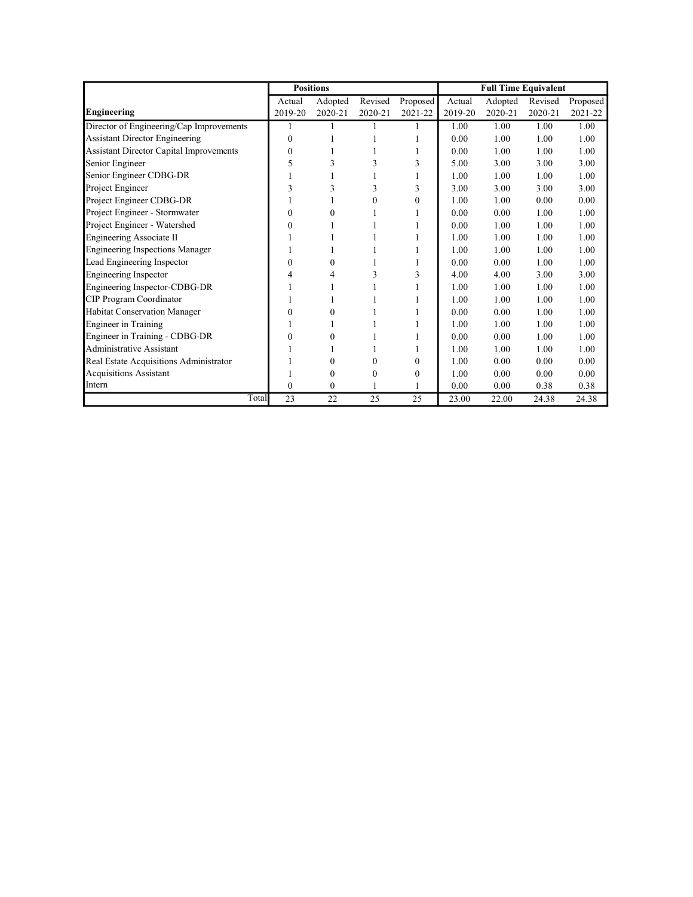| Engineering | Positions | | | | Full Time Equivalent | | | |
|---|---|---|---|---|---|---|---|---|
| | Actual 2019-20 | Adopted 2020-21 | Revised 2020-21 | Proposed 2021-22 | Actual 2019-20 | Adopted 2020-21 | Revised 2020-21 | Proposed 2021-22 |
| Director of Engineering/Cap Improvements | 1 | 1 | 1 | 1 | 1.00 | 1.00 | 1.00 | 1.00 |
| Assistant Director Engineering | 0 | 1 | 1 | 1 | 0.00 | 1.00 | 1.00 | 1.00 |
| Assistant Director Capital Improvements | 0 | 1 | 1 | 1 | 0.00 | 1.00 | 1.00 | 1.00 |
| Senior Engineer | 5 | 3 | 3 | 3 | 5.00 | 3.00 | 3.00 | 3.00 |
| Senior Engineer CDBG-DR | 1 | 1 | 1 | 1 | 1.00 | 1.00 | 1.00 | 1.00 |
| Project Engineer | 3 | 3 | 3 | 3 | 3.00 | 3.00 | 3.00 | 3.00 |
| Project Engineer CDBG-DR | 1 | 1 | 0 | 0 | 1.00 | 1.00 | 0.00 | 0.00 |
| Project Engineer - Stormwater | 0 | 0 | 1 | 1 | 0.00 | 0.00 | 1.00 | 1.00 |
| Project Engineer - Watershed | 0 | 1 | 1 | 1 | 0.00 | 1.00 | 1.00 | 1.00 |
| Engineering Associate II | 1 | 1 | 1 | 1 | 1.00 | 1.00 | 1.00 | 1.00 |
| Engineering Inspections Manager | 1 | 1 | 1 | 1 | 1.00 | 1.00 | 1.00 | 1.00 |
| Lead Engineering Inspector | 0 | 0 | 1 | 1 | 0.00 | 0.00 | 1.00 | 1.00 |
| Engineering Inspector | 4 | 4 | 3 | 3 | 4.00 | 4.00 | 3.00 | 3.00 |
| Engineering Inspector-CDBG-DR | 1 | 1 | 1 | 1 | 1.00 | 1.00 | 1.00 | 1.00 |
| CIP Program Coordinator | 1 | 1 | 1 | 1 | 1.00 | 1.00 | 1.00 | 1.00 |
| Habitat Conservation Manager | 0 | 0 | 1 | 1 | 0.00 | 0.00 | 1.00 | 1.00 |
| Engineer in Training | 1 | 1 | 1 | 1 | 1.00 | 1.00 | 1.00 | 1.00 |
| Engineer in Training - CDBG-DR | 0 | 0 | 1 | 1 | 0.00 | 0.00 | 1.00 | 1.00 |
| Administrative Assistant | 1 | 1 | 1 | 1 | 1.00 | 1.00 | 1.00 | 1.00 |
| Real Estate Acquisitions Administrator | 1 | 0 | 0 | 0 | 1.00 | 0.00 | 0.00 | 0.00 |
| Acquisitions Assistant | 1 | 0 | 0 | 0 | 1.00 | 0.00 | 0.00 | 0.00 |
| Intern | 0 | 0 | 1 | 1 | 0.00 | 0.00 | 0.38 | 0.38 |
| Total | 23 | 22 | 25 | 25 | 23.00 | 22.00 | 24.38 | 24.38 |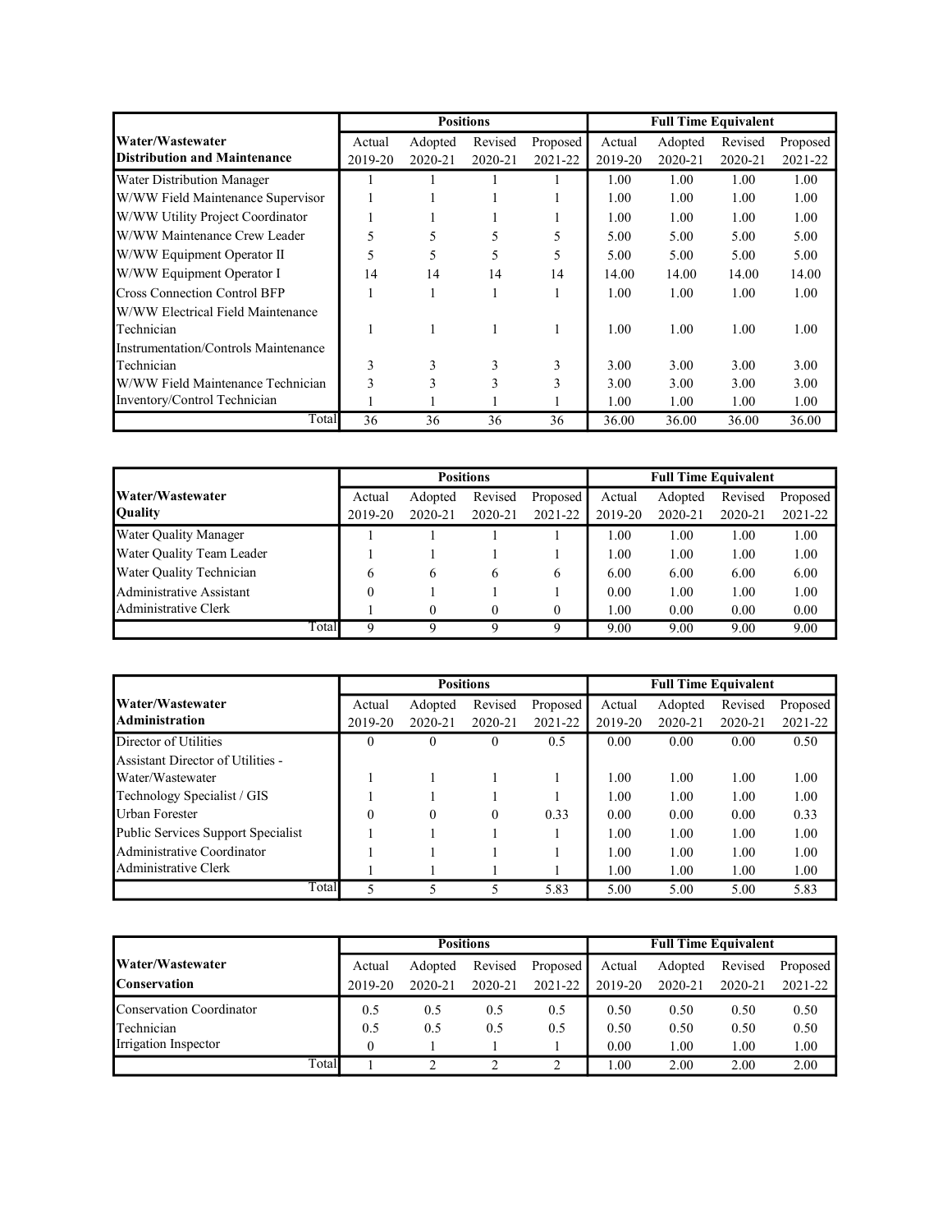| Water/Wastewater Distribution and Maintenance | Positions | | | | Full Time Equivalent | | | |
|---|---|---|---|---|---|---|---|---|
| | Actual 2019-20 | Adopted 2020-21 | Revised 2020-21 | Proposed 2021-22 | Actual 2019-20 | Adopted 2020-21 | Revised 2020-21 | Proposed 2021-22 |
| Water Distribution Manager | 1 | 1 | 1 | 1 | 1.00 | 1.00 | 1.00 | 1.00 |
| W/WW Field Maintenance Supervisor | 1 | 1 | 1 | 1 | 1.00 | 1.00 | 1.00 | 1.00 |
| W/WW Utility Project Coordinator | 1 | 1 | 1 | 1 | 1.00 | 1.00 | 1.00 | 1.00 |
| W/WW Maintenance Crew Leader | 5 | 5 | 5 | 5 | 5.00 | 5.00 | 5.00 | 5.00 |
| W/WW Equipment Operator II | 5 | 5 | 5 | 5 | 5.00 | 5.00 | 5.00 | 5.00 |
| W/WW Equipment Operator I | 14 | 14 | 14 | 14 | 14.00 | 14.00 | 14.00 | 14.00 |
| Cross Connection Control BFP | 1 | 1 | 1 | 1 | 1.00 | 1.00 | 1.00 | 1.00 |
| W/WW Electrical Field Maintenance Technician | 1 | 1 | 1 | 1 | 1.00 | 1.00 | 1.00 | 1.00 |
| Instrumentation/Controls Maintenance Technician | 3 | 3 | 3 | 3 | 3.00 | 3.00 | 3.00 | 3.00 |
| W/WW Field Maintenance Technician | 3 | 3 | 3 | 3 | 3.00 | 3.00 | 3.00 | 3.00 |
| Inventory/Control Technician | 1 | 1 | 1 | 1 | 1.00 | 1.00 | 1.00 | 1.00 |
| Total | 36 | 36 | 36 | 36 | 36.00 | 36.00 | 36.00 | 36.00 |

| Water/Wastewater Quality | Positions | | | | Full Time Equivalent | | | |
|---|---|---|---|---|---|---|---|---|
| | Actual 2019-20 | Adopted 2020-21 | Revised 2020-21 | Proposed 2021-22 | Actual 2019-20 | Adopted 2020-21 | Revised 2020-21 | Proposed 2021-22 |
| Water Quality Manager | 1 | 1 | 1 | 1 | 1.00 | 1.00 | 1.00 | 1.00 |
| Water Quality Team Leader | 1 | 1 | 1 | 1 | 1.00 | 1.00 | 1.00 | 1.00 |
| Water Quality Technician | 6 | 6 | 6 | 6 | 6.00 | 6.00 | 6.00 | 6.00 |
| Administrative Assistant | 0 | 1 | 1 | 1 | 0.00 | 1.00 | 1.00 | 1.00 |
| Administrative Clerk | 1 | 0 | 0 | 0 | 1.00 | 0.00 | 0.00 | 0.00 |
| Total | 9 | 9 | 9 | 9 | 9.00 | 9.00 | 9.00 | 9.00 |

| Water/Wastewater Administration | Positions | | | | Full Time Equivalent | | | |
|---|---|---|---|---|---|---|---|---|
| | Actual 2019-20 | Adopted 2020-21 | Revised 2020-21 | Proposed 2021-22 | Actual 2019-20 | Adopted 2020-21 | Revised 2020-21 | Proposed 2021-22 |
| Director of Utilities | 0 | 0 | 0 | 0.5 | 0.00 | 0.00 | 0.00 | 0.50 |
| Assistant Director of Utilities - Water/Wastewater | 1 | 1 | 1 | 1 | 1.00 | 1.00 | 1.00 | 1.00 |
| Technology Specialist / GIS | 1 | 1 | 1 | 1 | 1.00 | 1.00 | 1.00 | 1.00 |
| Urban Forester | 0 | 0 | 0 | 0.33 | 0.00 | 0.00 | 0.00 | 0.33 |
| Public Services Support Specialist | 1 | 1 | 1 | 1 | 1.00 | 1.00 | 1.00 | 1.00 |
| Administrative Coordinator | 1 | 1 | 1 | 1 | 1.00 | 1.00 | 1.00 | 1.00 |
| Administrative Clerk | 1 | 1 | 1 | 1 | 1.00 | 1.00 | 1.00 | 1.00 |
| Total | 5 | 5 | 5 | 5.83 | 5.00 | 5.00 | 5.00 | 5.83 |

| Water/Wastewater Conservation | Positions | | | | Full Time Equivalent | | | |
|---|---|---|---|---|---|---|---|---|
| | Actual 2019-20 | Adopted 2020-21 | Revised 2020-21 | Proposed 2021-22 | Actual 2019-20 | Adopted 2020-21 | Revised 2020-21 | Proposed 2021-22 |
| Conservation Coordinator | 0.5 | 0.5 | 0.5 | 0.5 | 0.50 | 0.50 | 0.50 | 0.50 |
| Technician | 0.5 | 0.5 | 0.5 | 0.5 | 0.50 | 0.50 | 0.50 | 0.50 |
| Irrigation Inspector | 0 | 1 | 1 | 1 | 0.00 | 1.00 | 1.00 | 1.00 |
| Total | 1 | 2 | 2 | 2 | 1.00 | 2.00 | 2.00 | 2.00 |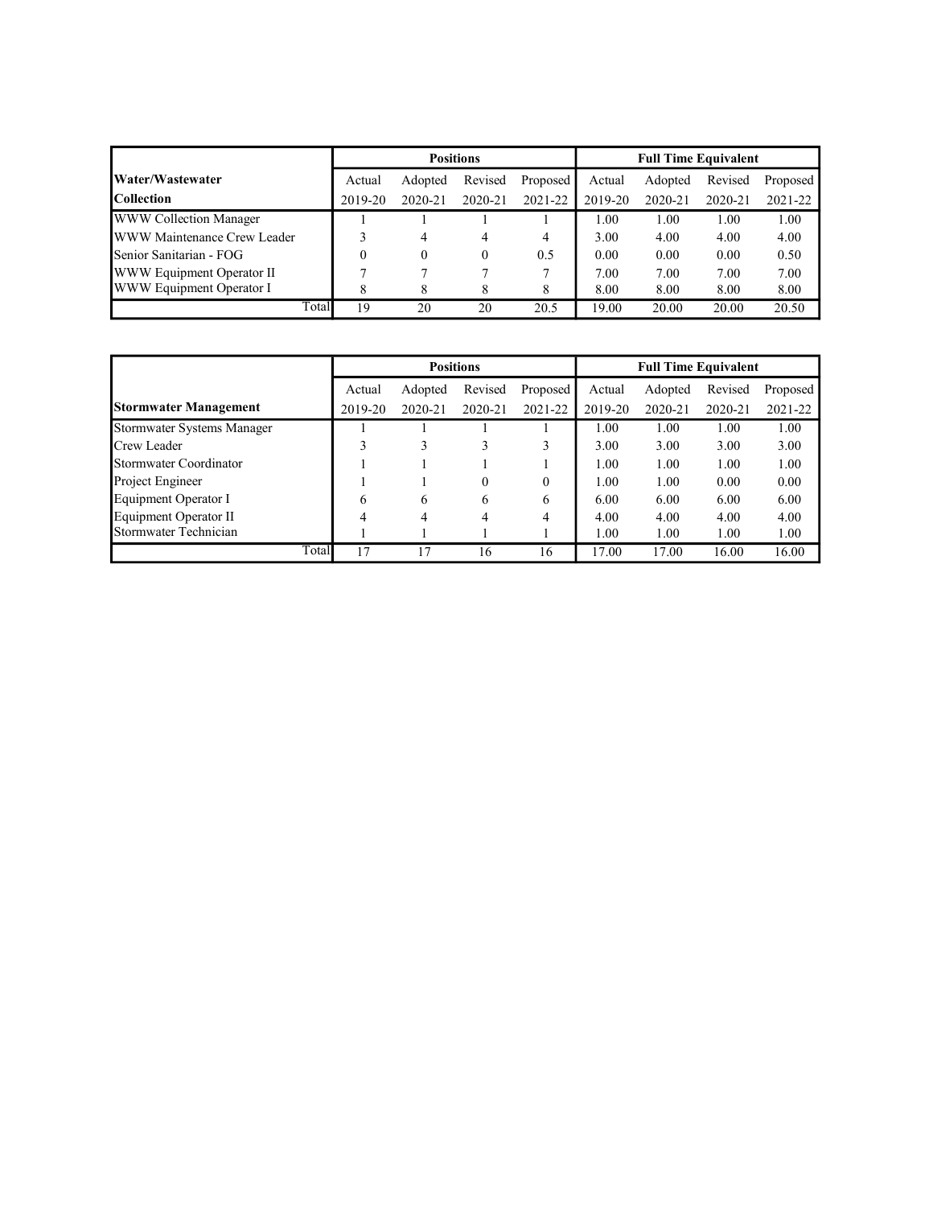| | Positions | | | | Full Time Equivalent | | | |
|---|---|---|---|---|---|---|---|---|
| **Water/Wastewater** | Actual | Adopted | Revised | Proposed | Actual | Adopted | Revised | Proposed |
| **Collection** | 2019-20 | 2020-21 | 2020-21 | 2021-22 | 2019-20 | 2020-21 | 2020-21 | 2021-22 |
| WWW Collection Manager | 1 | 1 | 1 | 1 | 1.00 | 1.00 | 1.00 | 1.00 |
| WWW Maintenance Crew Leader | 3 | 4 | 4 | 4 | 3.00 | 4.00 | 4.00 | 4.00 |
| Senior Sanitarian - FOG | 0 | 0 | 0 | 0.5 | 0.00 | 0.00 | 0.00 | 0.50 |
| WWW Equipment Operator II | 7 | 7 | 7 | 7 | 7.00 | 7.00 | 7.00 | 7.00 |
| WWW Equipment Operator I | 8 | 8 | 8 | 8 | 8.00 | 8.00 | 8.00 | 8.00 |
| Total | 19 | 20 | 20 | 20.5 | 19.00 | 20.00 | 20.00 | 20.50 |

| | Positions | | | | Full Time Equivalent | | | |
|---|---|---|---|---|---|---|---|---|
| | Actual | Adopted | Revised | Proposed | Actual | Adopted | Revised | Proposed |
| **Stormwater Management** | 2019-20 | 2020-21 | 2020-21 | 2021-22 | 2019-20 | 2020-21 | 2020-21 | 2021-22 |
| Stormwater Systems Manager | 1 | 1 | 1 | 1 | 1.00 | 1.00 | 1.00 | 1.00 |
| Crew Leader | 3 | 3 | 3 | 3 | 3.00 | 3.00 | 3.00 | 3.00 |
| Stormwater Coordinator | 1 | 1 | 1 | 1 | 1.00 | 1.00 | 1.00 | 1.00 |
| Project Engineer | 1 | 1 | 0 | 0 | 1.00 | 1.00 | 0.00 | 0.00 |
| Equipment Operator I | 6 | 6 | 6 | 6 | 6.00 | 6.00 | 6.00 | 6.00 |
| Equipment Operator II | 4 | 4 | 4 | 4 | 4.00 | 4.00 | 4.00 | 4.00 |
| Stormwater Technician | 1 | 1 | 1 | 1 | 1.00 | 1.00 | 1.00 | 1.00 |
| Total | 17 | 17 | 16 | 16 | 17.00 | 17.00 | 16.00 | 16.00 |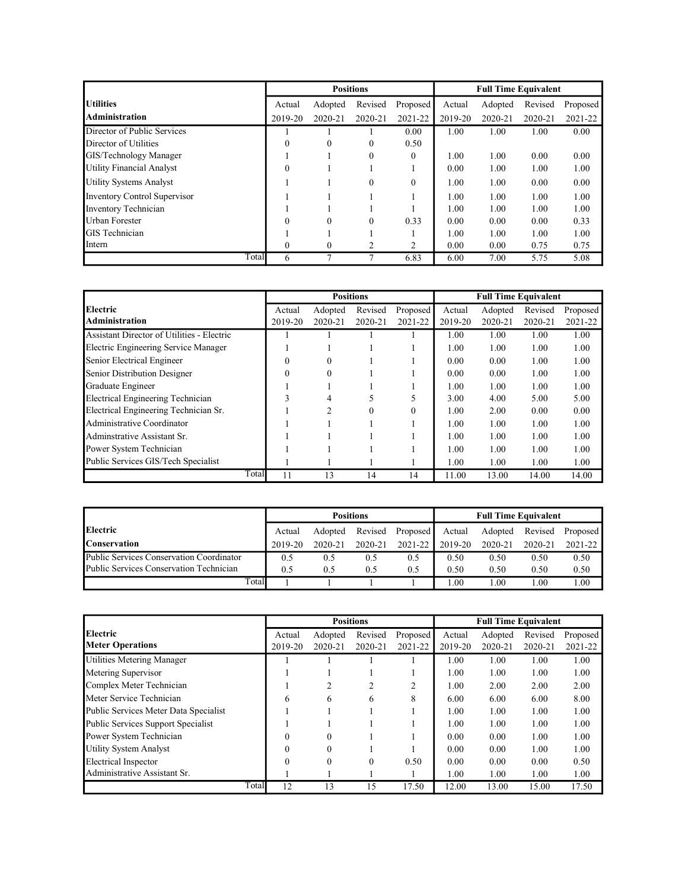| Utilities Administration | Positions | | | | Full Time Equivalent | | | |
|---|---|---|---|---|---|---|---|---|
| | Actual 2019-20 | Adopted 2020-21 | Revised 2020-21 | Proposed 2021-22 | Actual 2019-20 | Adopted 2020-21 | Revised 2020-21 | Proposed 2021-22 |
| Director of Public Services | 1 | 1 | 1 | 0.00 | 1.00 | 1.00 | 1.00 | 0.00 |
| Director of Utilities | 0 | 0 | 0 | 0.50 | | | | |
| GIS/Technology Manager | 1 | 1 | 0 | 0 | 1.00 | 1.00 | 0.00 | 0.00 |
| Utility Financial Analyst | 0 | 1 | 1 | 1 | 0.00 | 1.00 | 1.00 | 1.00 |
| Utility Systems Analyst | 1 | 1 | 0 | 0 | 1.00 | 1.00 | 0.00 | 0.00 |
| Inventory Control Supervisor | 1 | 1 | 1 | 1 | 1.00 | 1.00 | 1.00 | 1.00 |
| Inventory Technician | 1 | 1 | 1 | 1 | 1.00 | 1.00 | 1.00 | 1.00 |
| Urban Forester | 0 | 0 | 0 | 0.33 | 0.00 | 0.00 | 0.00 | 0.33 |
| GIS Technician | 1 | 1 | 1 | 1 | 1.00 | 1.00 | 1.00 | 1.00 |
| Intern | 0 | 0 | 2 | 2 | 0.00 | 0.00 | 0.75 | 0.75 |
| Total | 6 | 7 | 7 | 6.83 | 6.00 | 7.00 | 5.75 | 5.08 |

| Electric Administration | Positions | | | | Full Time Equivalent | | | |
|---|---|---|---|---|---|---|---|---|
| | Actual 2019-20 | Adopted 2020-21 | Revised 2020-21 | Proposed 2021-22 | Actual 2019-20 | Adopted 2020-21 | Revised 2020-21 | Proposed 2021-22 |
| Assistant Director of Utilities - Electric | 1 | 1 | 1 | 1 | 1.00 | 1.00 | 1.00 | 1.00 |
| Electric Engineering Service Manager | 1 | 1 | 1 | 1 | 1.00 | 1.00 | 1.00 | 1.00 |
| Senior Electrical Engineer | 0 | 0 | 1 | 1 | 0.00 | 0.00 | 1.00 | 1.00 |
| Senior Distribution Designer | 0 | 0 | 1 | 1 | 0.00 | 0.00 | 1.00 | 1.00 |
| Graduate Engineer | 1 | 1 | 1 | 1 | 1.00 | 1.00 | 1.00 | 1.00 |
| Electrical Engineering Technician | 3 | 4 | 5 | 5 | 3.00 | 4.00 | 5.00 | 5.00 |
| Electrical Engineering Technician Sr. | 1 | 2 | 0 | 0 | 1.00 | 2.00 | 0.00 | 0.00 |
| Administrative Coordinator | 1 | 1 | 1 | 1 | 1.00 | 1.00 | 1.00 | 1.00 |
| Adminstrative Assistant Sr. | 1 | 1 | 1 | 1 | 1.00 | 1.00 | 1.00 | 1.00 |
| Power System Technician | 1 | 1 | 1 | 1 | 1.00 | 1.00 | 1.00 | 1.00 |
| Public Services GIS/Tech Specialist | 1 | 1 | 1 | 1 | 1.00 | 1.00 | 1.00 | 1.00 |
| Total | 11 | 13 | 14 | 14 | 11.00 | 13.00 | 14.00 | 14.00 |

| Electric Conservation | Positions | | | | Full Time Equivalent | | | |
|---|---|---|---|---|---|---|---|---|
| | Actual 2019-20 | Adopted 2020-21 | Revised 2020-21 | Proposed 2021-22 | Actual 2019-20 | Adopted 2020-21 | Revised 2020-21 | Proposed 2021-22 |
| Public Services Conservation Coordinator | 0.5 | 0.5 | 0.5 | 0.5 | 0.50 | 0.50 | 0.50 | 0.50 |
| Public Services Conservation Technician | 0.5 | 0.5 | 0.5 | 0.5 | 0.50 | 0.50 | 0.50 | 0.50 |
| Total | 1 | 1 | 1 | 1 | 1.00 | 1.00 | 1.00 | 1.00 |

| Electric Meter Operations | Positions | | | | Full Time Equivalent | | | |
|---|---|---|---|---|---|---|---|---|
| | Actual 2019-20 | Adopted 2020-21 | Revised 2020-21 | Proposed 2021-22 | Actual 2019-20 | Adopted 2020-21 | Revised 2020-21 | Proposed 2021-22 |
| Utilities Metering Manager | 1 | 1 | 1 | 1 | 1.00 | 1.00 | 1.00 | 1.00 |
| Metering Supervisor | 1 | 1 | 1 | 1 | 1.00 | 1.00 | 1.00 | 1.00 |
| Complex Meter Technician | 1 | 2 | 2 | 2 | 1.00 | 2.00 | 2.00 | 2.00 |
| Meter Service Technician | 6 | 6 | 6 | 8 | 6.00 | 6.00 | 6.00 | 8.00 |
| Public Services Meter Data Specialist | 1 | 1 | 1 | 1 | 1.00 | 1.00 | 1.00 | 1.00 |
| Public Services Support Specialist | 1 | 1 | 1 | 1 | 1.00 | 1.00 | 1.00 | 1.00 |
| Power System Technician | 0 | 0 | 1 | 1 | 0.00 | 0.00 | 1.00 | 1.00 |
| Utility System Analyst | 0 | 0 | 1 | 1 | 0.00 | 0.00 | 1.00 | 1.00 |
| Electrical Inspector | 0 | 0 | 0 | 0.50 | 0.00 | 0.00 | 0.00 | 0.50 |
| Administrative Assistant Sr. | 1 | 1 | 1 | 1 | 1.00 | 1.00 | 1.00 | 1.00 |
| Total | 12 | 13 | 15 | 17.50 | 12.00 | 13.00 | 15.00 | 17.50 |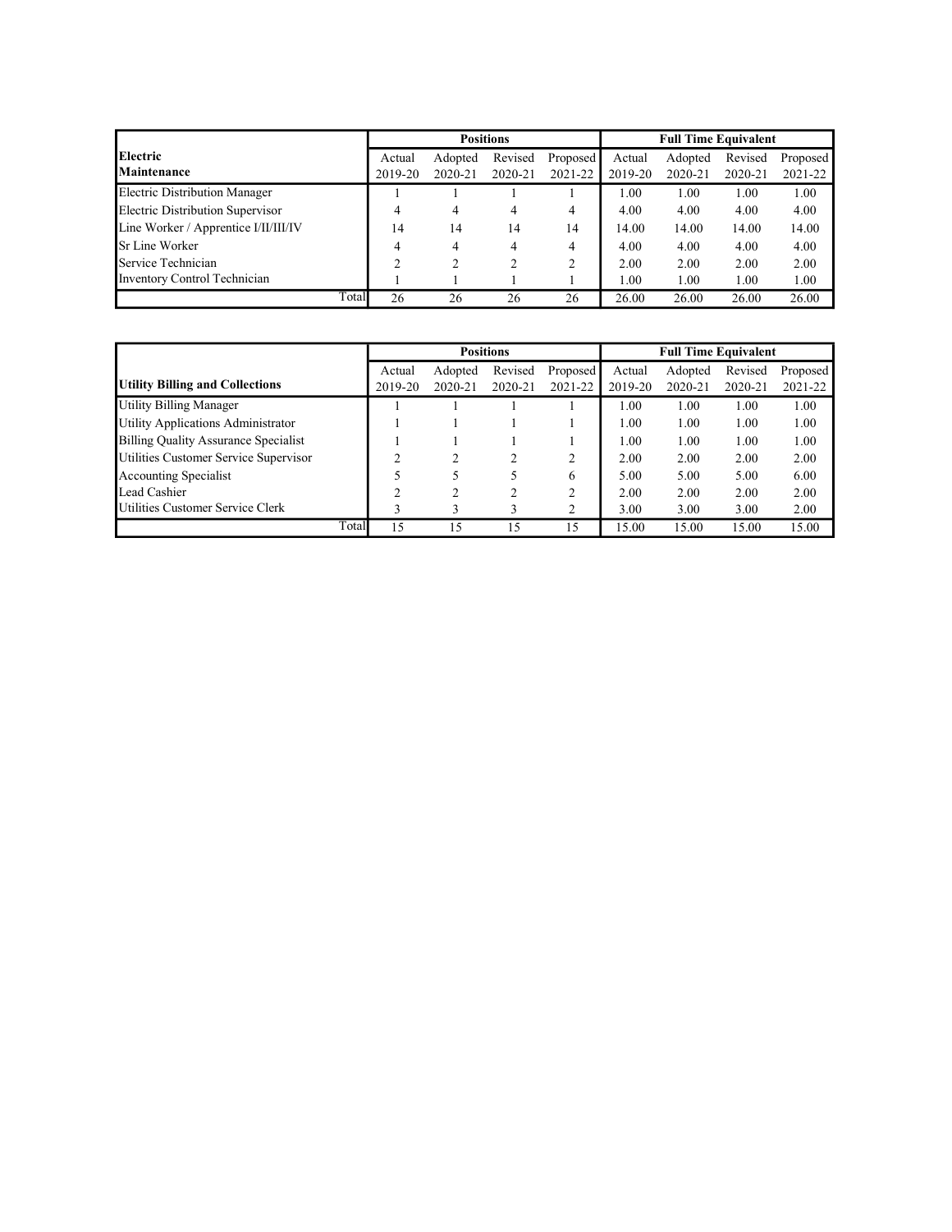| Electric Maintenance | Positions | | | | Full Time Equivalent | | | |
|---|---|---|---|---|---|---|---|---|
| | Actual 2019-20 | Adopted 2020-21 | Revised 2020-21 | Proposed 2021-22 | Actual 2019-20 | Adopted 2020-21 | Revised 2020-21 | Proposed 2021-22 |
| Electric Distribution Manager | 1 | 1 | 1 | 1 | 1.00 | 1.00 | 1.00 | 1.00 |
| Electric Distribution Supervisor | 4 | 4 | 4 | 4 | 4.00 | 4.00 | 4.00 | 4.00 |
| Line Worker / Apprentice I/II/III/IV | 14 | 14 | 14 | 14 | 14.00 | 14.00 | 14.00 | 14.00 |
| Sr Line Worker | 4 | 4 | 4 | 4 | 4.00 | 4.00 | 4.00 | 4.00 |
| Service Technician | 2 | 2 | 2 | 2 | 2.00 | 2.00 | 2.00 | 2.00 |
| Inventory Control Technician | 1 | 1 | 1 | 1 | 1.00 | 1.00 | 1.00 | 1.00 |
| Total | 26 | 26 | 26 | 26 | 26.00 | 26.00 | 26.00 | 26.00 |

| Utility Billing and Collections | Positions | | | | Full Time Equivalent | | | |
|---|---|---|---|---|---|---|---|---|
| | Actual 2019-20 | Adopted 2020-21 | Revised 2020-21 | Proposed 2021-22 | Actual 2019-20 | Adopted 2020-21 | Revised 2020-21 | Proposed 2021-22 |
| Utility Billing Manager | 1 | 1 | 1 | 1 | 1.00 | 1.00 | 1.00 | 1.00 |
| Utility Applications Administrator | 1 | 1 | 1 | 1 | 1.00 | 1.00 | 1.00 | 1.00 |
| Billing Quality Assurance Specialist | 1 | 1 | 1 | 1 | 1.00 | 1.00 | 1.00 | 1.00 |
| Utilities Customer Service Supervisor | 2 | 2 | 2 | 2 | 2.00 | 2.00 | 2.00 | 2.00 |
| Accounting Specialist | 5 | 5 | 5 | 6 | 5.00 | 5.00 | 5.00 | 6.00 |
| Lead Cashier | 2 | 2 | 2 | 2 | 2.00 | 2.00 | 2.00 | 2.00 |
| Utilities Customer Service Clerk | 3 | 3 | 3 | 2 | 3.00 | 3.00 | 3.00 | 2.00 |
| Total | 15 | 15 | 15 | 15 | 15.00 | 15.00 | 15.00 | 15.00 |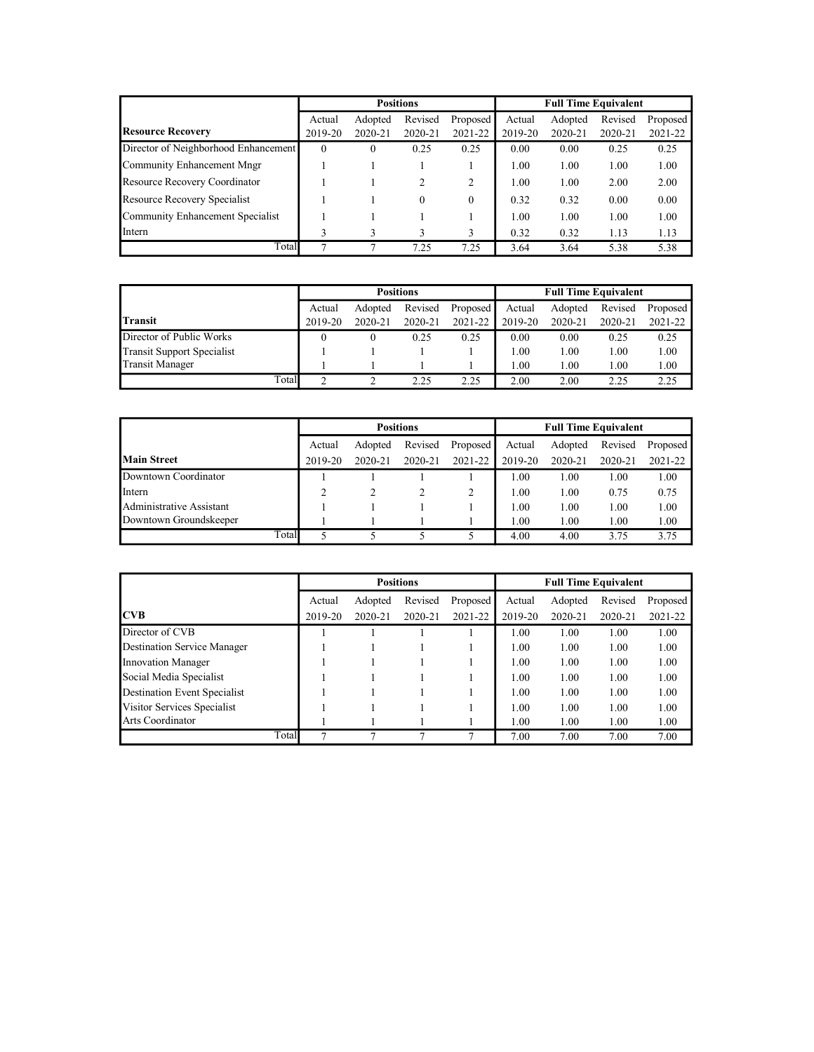| | Positions | | | | Full Time Equivalent | | | |
|---|---|---|---|---|---|---|---|---|
| **Resource Recovery** | Actual 2019-20 | Adopted 2020-21 | Revised 2020-21 | Proposed 2021-22 | Actual 2019-20 | Adopted 2020-21 | Revised 2020-21 | Proposed 2021-22 |
| Director of Neighborhood Enhancement | 0 | 0 | 0.25 | 0.25 | 0.00 | 0.00 | 0.25 | 0.25 |
| Community Enhancement Mngr | 1 | 1 | 1 | 1 | 1.00 | 1.00 | 1.00 | 1.00 |
| Resource Recovery Coordinator | 1 | 1 | 2 | 2 | 1.00 | 1.00 | 2.00 | 2.00 |
| Resource Recovery Specialist | 1 | 1 | 0 | 0 | 0.32 | 0.32 | 0.00 | 0.00 |
| Community Enhancement Specialist | 1 | 1 | 1 | 1 | 1.00 | 1.00 | 1.00 | 1.00 |
| Intern | 3 | 3 | 3 | 3 | 0.32 | 0.32 | 1.13 | 1.13 |
| Total | 7 | 7 | 7.25 | 7.25 | 3.64 | 3.64 | 5.38 | 5.38 |

| | Positions | | | | Full Time Equivalent | | | |
|---|---|---|---|---|---|---|---|---|
| **Transit** | Actual 2019-20 | Adopted 2020-21 | Revised 2020-21 | Proposed 2021-22 | Actual 2019-20 | Adopted 2020-21 | Revised 2020-21 | Proposed 2021-22 |
| Director of Public Works | 0 | 0 | 0.25 | 0.25 | 0.00 | 0.00 | 0.25 | 0.25 |
| Transit Support Specialist | 1 | 1 | 1 | 1 | 1.00 | 1.00 | 1.00 | 1.00 |
| Transit Manager | 1 | 1 | 1 | 1 | 1.00 | 1.00 | 1.00 | 1.00 |
| Total | 2 | 2 | 2.25 | 2.25 | 2.00 | 2.00 | 2.25 | 2.25 |

| | Positions | | | | Full Time Equivalent | | | |
|---|---|---|---|---|---|---|---|---|
| **Main Street** | Actual 2019-20 | Adopted 2020-21 | Revised 2020-21 | Proposed 2021-22 | Actual 2019-20 | Adopted 2020-21 | Revised 2020-21 | Proposed 2021-22 |
| Downtown Coordinator | 1 | 1 | 1 | 1 | 1.00 | 1.00 | 1.00 | 1.00 |
| Intern | 2 | 2 | 2 | 2 | 1.00 | 1.00 | 0.75 | 0.75 |
| Administrative Assistant | 1 | 1 | 1 | 1 | 1.00 | 1.00 | 1.00 | 1.00 |
| Downtown Groundskeeper | 1 | 1 | 1 | 1 | 1.00 | 1.00 | 1.00 | 1.00 |
| Total | 5 | 5 | 5 | 5 | 4.00 | 4.00 | 3.75 | 3.75 |

| | Positions | | | | Full Time Equivalent | | | |
|---|---|---|---|---|---|---|---|---|
| **CVB** | Actual 2019-20 | Adopted 2020-21 | Revised 2020-21 | Proposed 2021-22 | Actual 2019-20 | Adopted 2020-21 | Revised 2020-21 | Proposed 2021-22 |
| Director of CVB | 1 | 1 | 1 | 1 | 1.00 | 1.00 | 1.00 | 1.00 |
| Destination Service Manager | 1 | 1 | 1 | 1 | 1.00 | 1.00 | 1.00 | 1.00 |
| Innovation Manager | 1 | 1 | 1 | 1 | 1.00 | 1.00 | 1.00 | 1.00 |
| Social Media Specialist | 1 | 1 | 1 | 1 | 1.00 | 1.00 | 1.00 | 1.00 |
| Destination Event Specialist | 1 | 1 | 1 | 1 | 1.00 | 1.00 | 1.00 | 1.00 |
| Visitor Services Specialist | 1 | 1 | 1 | 1 | 1.00 | 1.00 | 1.00 | 1.00 |
| Arts Coordinator | 1 | 1 | 1 | 1 | 1.00 | 1.00 | 1.00 | 1.00 |
| Total | 7 | 7 | 7 | 7 | 7.00 | 7.00 | 7.00 | 7.00 |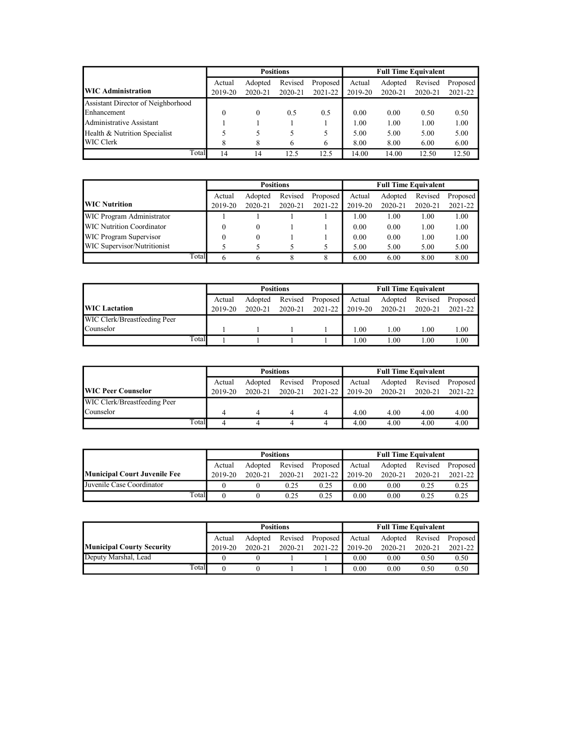| | Positions | | | | Full Time Equivalent | | | |
|---|---|---|---|---|---|---|---|---|
| **WIC Administration** | Actual 2019-20 | Adopted 2020-21 | Revised 2020-21 | Proposed 2021-22 | Actual 2019-20 | Adopted 2020-21 | Revised 2020-21 | Proposed 2021-22 |
| Assistant Director of Neighborhood Enhancement | 0 | 0 | 0.5 | 0.5 | 0.00 | 0.00 | 0.50 | 0.50 |
| Administrative Assistant | 1 | 1 | 1 | 1 | 1.00 | 1.00 | 1.00 | 1.00 |
| Health & Nutrition Specialist | 5 | 5 | 5 | 5 | 5.00 | 5.00 | 5.00 | 5.00 |
| WIC Clerk | 8 | 8 | 6 | 6 | 8.00 | 8.00 | 6.00 | 6.00 |
| Total | 14 | 14 | 12.5 | 12.5 | 14.00 | 14.00 | 12.50 | 12.50 |

| | Positions | | | | Full Time Equivalent | | | |
|---|---|---|---|---|---|---|---|---|
| **WIC Nutrition** | Actual 2019-20 | Adopted 2020-21 | Revised 2020-21 | Proposed 2021-22 | Actual 2019-20 | Adopted 2020-21 | Revised 2020-21 | Proposed 2021-22 |
| WIC Program Administrator | 1 | 1 | 1 | 1 | 1.00 | 1.00 | 1.00 | 1.00 |
| WIC Nutrition Coordinator | 0 | 0 | 1 | 1 | 0.00 | 0.00 | 1.00 | 1.00 |
| WIC Program Supervisor | 0 | 0 | 1 | 1 | 0.00 | 0.00 | 1.00 | 1.00 |
| WIC Supervisor/Nutritionist | 5 | 5 | 5 | 5 | 5.00 | 5.00 | 5.00 | 5.00 |
| Total | 6 | 6 | 8 | 8 | 6.00 | 6.00 | 8.00 | 8.00 |

| | Positions | | | | Full Time Equivalent | | | |
|---|---|---|---|---|---|---|---|---|
| **WIC Lactation** | Actual 2019-20 | Adopted 2020-21 | Revised 2020-21 | Proposed 2021-22 | Actual 2019-20 | Adopted 2020-21 | Revised 2020-21 | Proposed 2021-22 |
| WIC Clerk/Breastfeeding Peer Counselor | 1 | 1 | 1 | 1 | 1.00 | 1.00 | 1.00 | 1.00 |
| Total | 1 | 1 | 1 | 1 | 1.00 | 1.00 | 1.00 | 1.00 |

| | Positions | | | | Full Time Equivalent | | | |
|---|---|---|---|---|---|---|---|---|
| **WIC Peer Counselor** | Actual 2019-20 | Adopted 2020-21 | Revised 2020-21 | Proposed 2021-22 | Actual 2019-20 | Adopted 2020-21 | Revised 2020-21 | Proposed 2021-22 |
| WIC Clerk/Breastfeeding Peer Counselor | 4 | 4 | 4 | 4 | 4.00 | 4.00 | 4.00 | 4.00 |
| Total | 4 | 4 | 4 | 4 | 4.00 | 4.00 | 4.00 | 4.00 |

| | Positions | | | | Full Time Equivalent | | | |
|---|---|---|---|---|---|---|---|---|
| **Municipal Court Juvenile Fee** | Actual 2019-20 | Adopted 2020-21 | Revised 2020-21 | Proposed 2021-22 | Actual 2019-20 | Adopted 2020-21 | Revised 2020-21 | Proposed 2021-22 |
| Juvenile Case Coordinator | 0 | 0 | 0.25 | 0.25 | 0.00 | 0.00 | 0.25 | 0.25 |
| Total | 0 | 0 | 0.25 | 0.25 | 0.00 | 0.00 | 0.25 | 0.25 |

| | Positions | | | | Full Time Equivalent | | | |
|---|---|---|---|---|---|---|---|---|
| **Municipal Courty Security** | Actual 2019-20 | Adopted 2020-21 | Revised 2020-21 | Proposed 2021-22 | Actual 2019-20 | Adopted 2020-21 | Revised 2020-21 | Proposed 2021-22 |
| Deputy Marshal, Lead | 0 | 0 | 1 | 1 | 0.00 | 0.00 | 0.50 | 0.50 |
| Total | 0 | 0 | 1 | 1 | 0.00 | 0.00 | 0.50 | 0.50 |